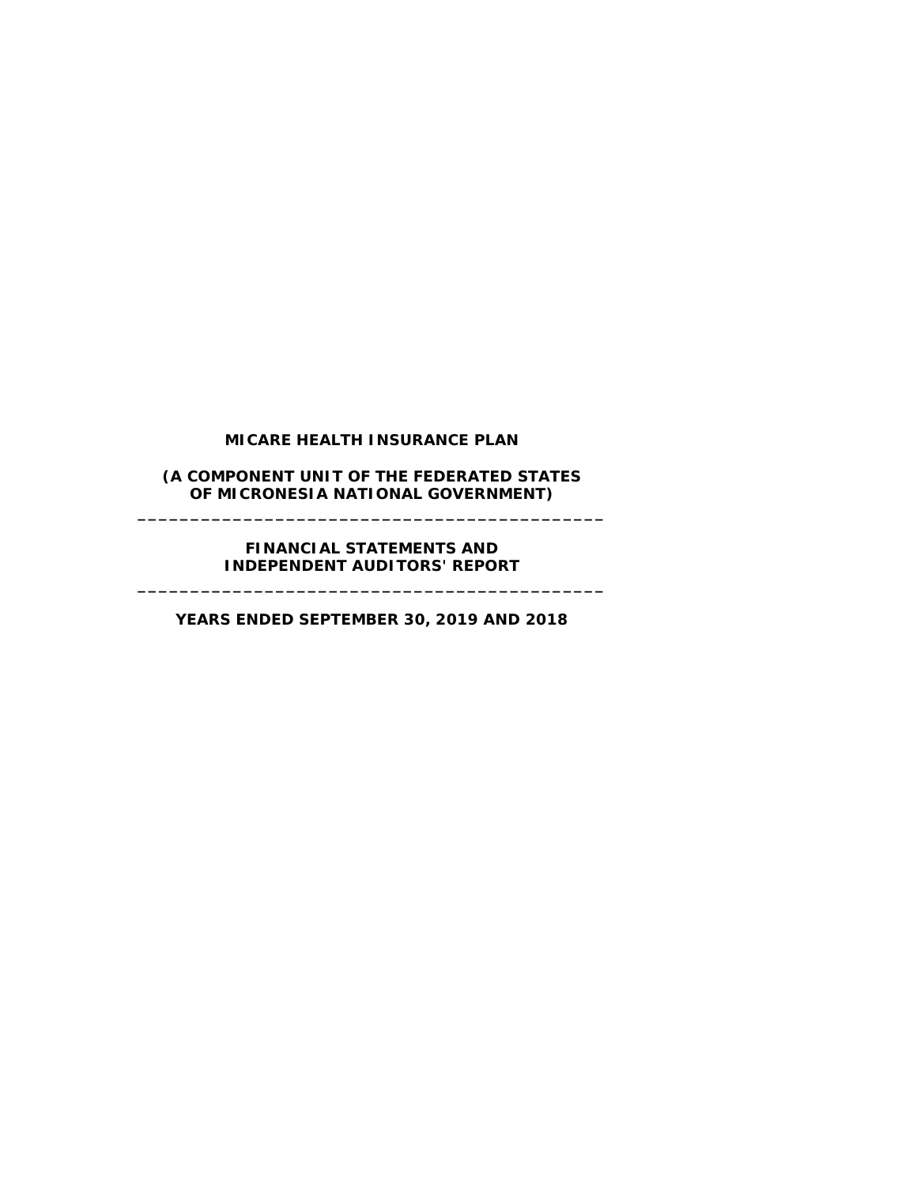# MICARE HEALTH INSURANCE PLAN

## (A COMPONENT UNIT OF THE FEDERATED STATES OF MICRONESIA NATIONAL GOVERNMENT)

---

## FINANCIAL STATEMENTS AND INDEPENDENT AUDITORS' REPORT

---

## YEARS ENDED SEPTEMBER 30, 2019 AND 2018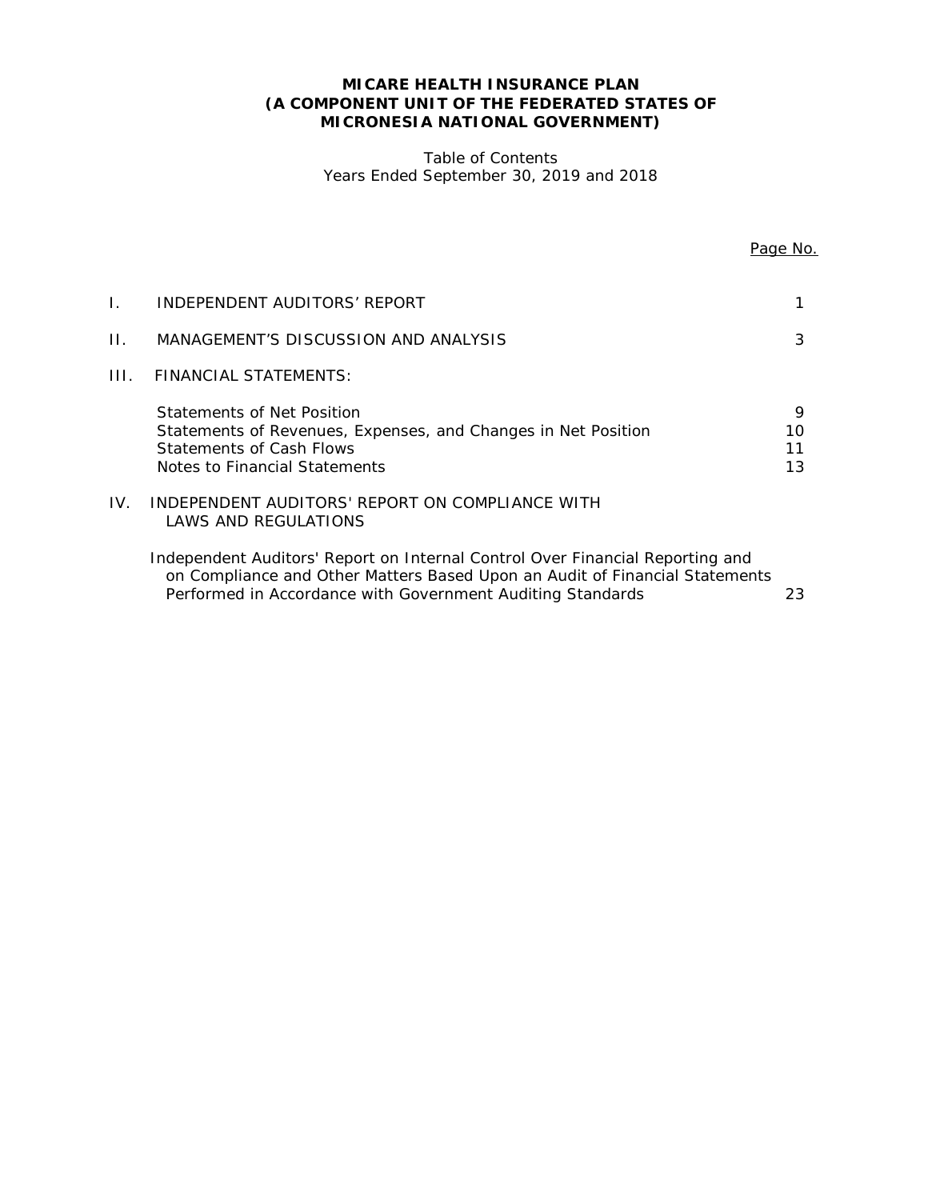**MICARE HEALTH INSURANCE PLAN**
**(A COMPONENT UNIT OF THE FEDERATED STATES OF MICRONESIA NATIONAL GOVERNMENT)**

Table of Contents
Years Ended September 30, 2019 and 2018

| | | Page No. |
|---|---|---|
| I. | INDEPENDENT AUDITORS' REPORT | 1 |
| II. | MANAGEMENT'S DISCUSSION AND ANALYSIS | 3 |
| III. | FINANCIAL STATEMENTS: | |
| | Statements of Net Position | 9 |
| | Statements of Revenues, Expenses, and Changes in Net Position | 10 |
| | Statements of Cash Flows | 11 |
| | Notes to Financial Statements | 13 |
| IV. | INDEPENDENT AUDITORS' REPORT ON COMPLIANCE WITH LAWS AND REGULATIONS | |
| | Independent Auditors' Report on Internal Control Over Financial Reporting and on Compliance and Other Matters Based Upon an Audit of Financial Statements Performed in Accordance with Government Auditing Standards | 23 |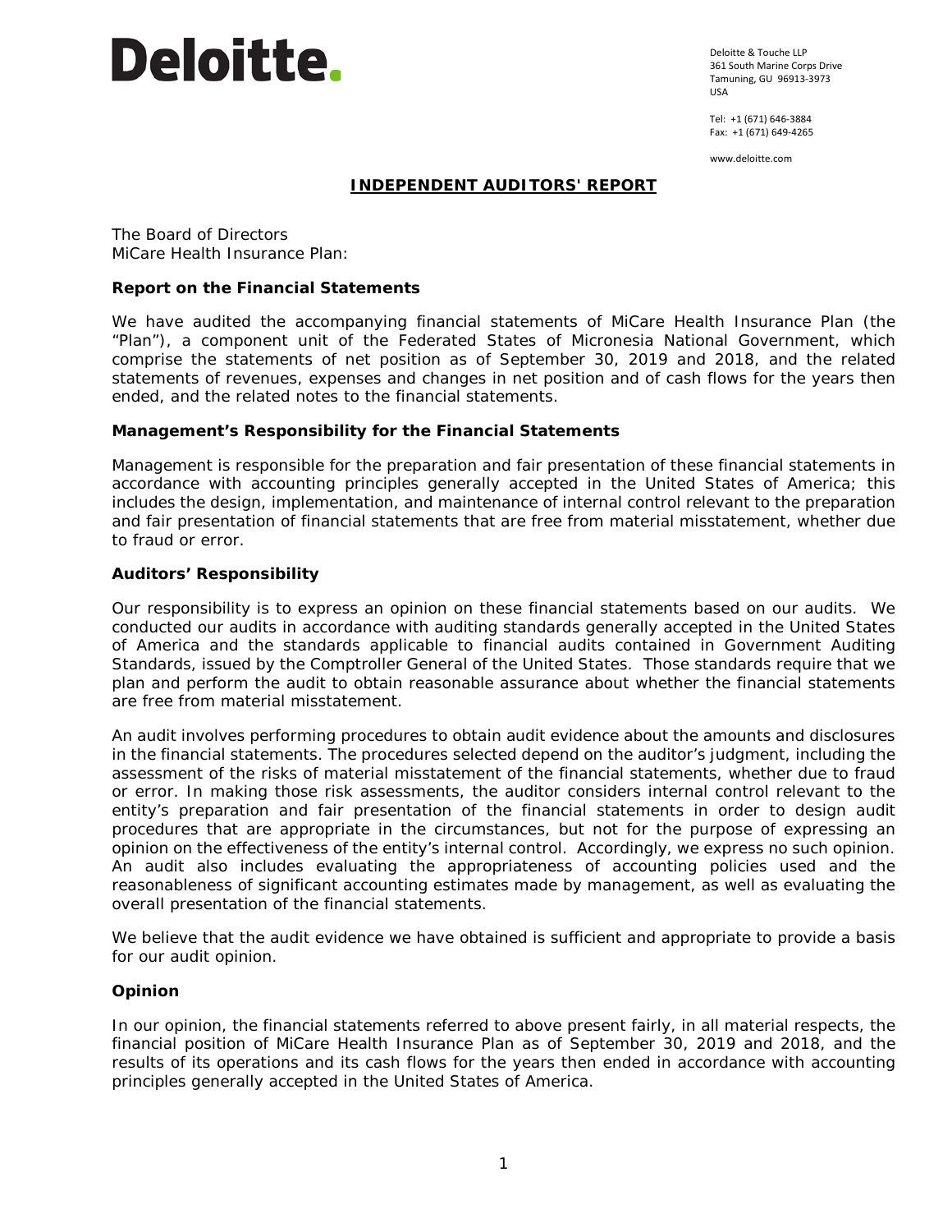Deloitte.

Deloitte & Touche LLP
361 South Marine Corps Drive
Tamuning, GU 96913-3973
USA

Tel: +1 (671) 646-3884
Fax: +1 (671) 649-4265

www.deloitte.com

## INDEPENDENT AUDITORS' REPORT

The Board of Directors
MiCare Health Insurance Plan:

### Report on the Financial Statements

We have audited the accompanying financial statements of MiCare Health Insurance Plan (the "Plan"), a component unit of the Federated States of Micronesia National Government, which comprise the statements of net position as of September 30, 2019 and 2018, and the related statements of revenues, expenses and changes in net position and of cash flows for the years then ended, and the related notes to the financial statements.

### Management's Responsibility for the Financial Statements

Management is responsible for the preparation and fair presentation of these financial statements in accordance with accounting principles generally accepted in the United States of America; this includes the design, implementation, and maintenance of internal control relevant to the preparation and fair presentation of financial statements that are free from material misstatement, whether due to fraud or error.

### Auditors' Responsibility

Our responsibility is to express an opinion on these financial statements based on our audits. We conducted our audits in accordance with auditing standards generally accepted in the United States of America and the standards applicable to financial audits contained in Government Auditing Standards, issued by the Comptroller General of the United States. Those standards require that we plan and perform the audit to obtain reasonable assurance about whether the financial statements are free from material misstatement.

An audit involves performing procedures to obtain audit evidence about the amounts and disclosures in the financial statements. The procedures selected depend on the auditor's judgment, including the assessment of the risks of material misstatement of the financial statements, whether due to fraud or error. In making those risk assessments, the auditor considers internal control relevant to the entity's preparation and fair presentation of the financial statements in order to design audit procedures that are appropriate in the circumstances, but not for the purpose of expressing an opinion on the effectiveness of the entity's internal control. Accordingly, we express no such opinion. An audit also includes evaluating the appropriateness of accounting policies used and the reasonableness of significant accounting estimates made by management, as well as evaluating the overall presentation of the financial statements.

We believe that the audit evidence we have obtained is sufficient and appropriate to provide a basis for our audit opinion.

### Opinion

In our opinion, the financial statements referred to above present fairly, in all material respects, the financial position of MiCare Health Insurance Plan as of September 30, 2019 and 2018, and the results of its operations and its cash flows for the years then ended in accordance with accounting principles generally accepted in the United States of America.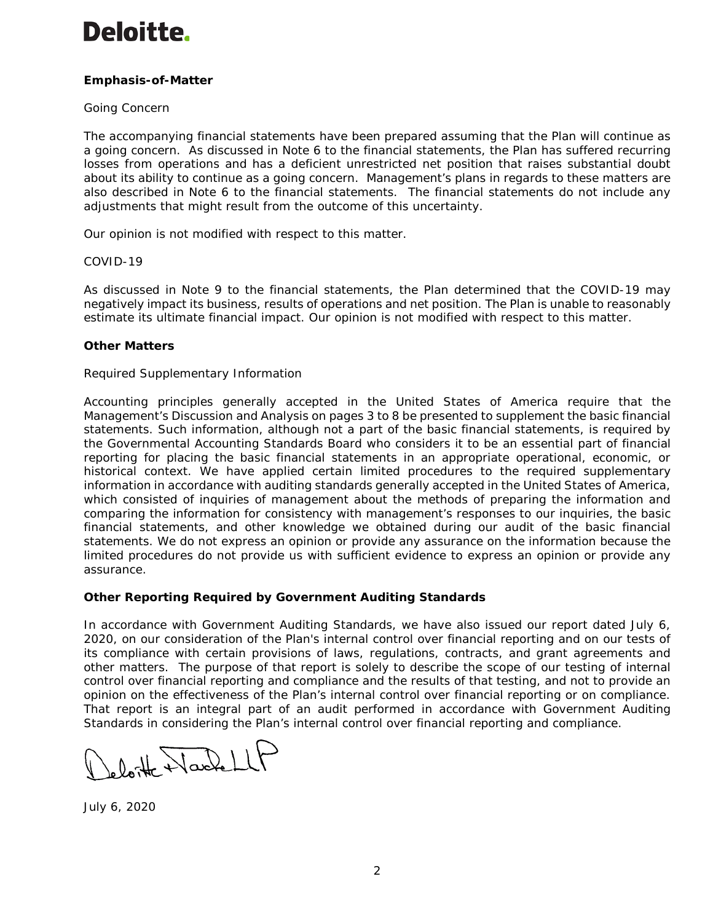**Emphasis-of-Matter**

Going Concern

The accompanying financial statements have been prepared assuming that the Plan will continue as a going concern. As discussed in Note 6 to the financial statements, the Plan has suffered recurring losses from operations and has a deficient unrestricted net position that raises substantial doubt about its ability to continue as a going concern. Management's plans in regards to these matters are also described in Note 6 to the financial statements. The financial statements do not include any adjustments that might result from the outcome of this uncertainty.

Our opinion is not modified with respect to this matter.

COVID-19

As discussed in Note 9 to the financial statements, the Plan determined that the COVID-19 may negatively impact its business, results of operations and net position. The Plan is unable to reasonably estimate its ultimate financial impact. Our opinion is not modified with respect to this matter.

**Other Matters**

Required Supplementary Information

Accounting principles generally accepted in the United States of America require that the Management's Discussion and Analysis on pages 3 to 8 be presented to supplement the basic financial statements. Such information, although not a part of the basic financial statements, is required by the Governmental Accounting Standards Board who considers it to be an essential part of financial reporting for placing the basic financial statements in an appropriate operational, economic, or historical context. We have applied certain limited procedures to the required supplementary information in accordance with auditing standards generally accepted in the United States of America, which consisted of inquiries of management about the methods of preparing the information and comparing the information for consistency with management's responses to our inquiries, the basic financial statements, and other knowledge we obtained during our audit of the basic financial statements. We do not express an opinion or provide any assurance on the information because the limited procedures do not provide us with sufficient evidence to express an opinion or provide any assurance.

**Other Reporting Required by Government Auditing Standards**

In accordance with Government Auditing Standards, we have also issued our report dated July 6, 2020, on our consideration of the Plan's internal control over financial reporting and on our tests of its compliance with certain provisions of laws, regulations, contracts, and grant agreements and other matters. The purpose of that report is solely to describe the scope of our testing of internal control over financial reporting and compliance and the results of that testing, and not to provide an opinion on the effectiveness of the Plan's internal control over financial reporting or on compliance. That report is an integral part of an audit performed in accordance with Government Auditing Standards in considering the Plan's internal control over financial reporting and compliance.

Deloitte & Touche LLP

July 6, 2020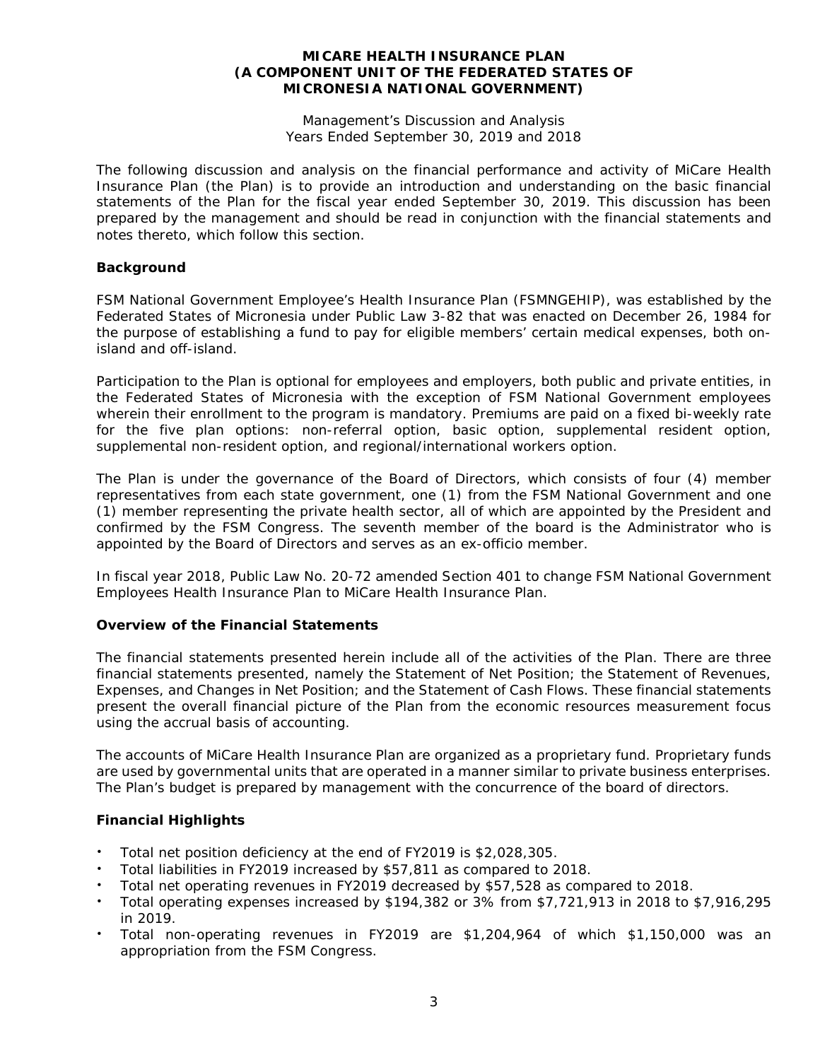# MICARE HEALTH INSURANCE PLAN (A COMPONENT UNIT OF THE FEDERATED STATES OF MICRONESIA NATIONAL GOVERNMENT)

Management's Discussion and Analysis
Years Ended September 30, 2019 and 2018

The following discussion and analysis on the financial performance and activity of MiCare Health Insurance Plan (the Plan) is to provide an introduction and understanding on the basic financial statements of the Plan for the fiscal year ended September 30, 2019. This discussion has been prepared by the management and should be read in conjunction with the financial statements and notes thereto, which follow this section.

## Background

FSM National Government Employee's Health Insurance Plan (FSMNGEHIP), was established by the Federated States of Micronesia under Public Law 3-82 that was enacted on December 26, 1984 for the purpose of establishing a fund to pay for eligible members' certain medical expenses, both on-island and off-island.

Participation to the Plan is optional for employees and employers, both public and private entities, in the Federated States of Micronesia with the exception of FSM National Government employees wherein their enrollment to the program is mandatory. Premiums are paid on a fixed bi-weekly rate for the five plan options: non-referral option, basic option, supplemental resident option, supplemental non-resident option, and regional/international workers option.

The Plan is under the governance of the Board of Directors, which consists of four (4) member representatives from each state government, one (1) from the FSM National Government and one (1) member representing the private health sector, all of which are appointed by the President and confirmed by the FSM Congress. The seventh member of the board is the Administrator who is appointed by the Board of Directors and serves as an ex-officio member.

In fiscal year 2018, Public Law No. 20-72 amended Section 401 to change FSM National Government Employees Health Insurance Plan to MiCare Health Insurance Plan.

## Overview of the Financial Statements

The financial statements presented herein include all of the activities of the Plan. There are three financial statements presented, namely the Statement of Net Position; the Statement of Revenues, Expenses, and Changes in Net Position; and the Statement of Cash Flows. These financial statements present the overall financial picture of the Plan from the economic resources measurement focus using the accrual basis of accounting.

The accounts of MiCare Health Insurance Plan are organized as a proprietary fund. Proprietary funds are used by governmental units that are operated in a manner similar to private business enterprises. The Plan's budget is prepared by management with the concurrence of the board of directors.

## Financial Highlights

- Total net position deficiency at the end of FY2019 is $2,028,305.
- Total liabilities in FY2019 increased by $57,811 as compared to 2018.
- Total net operating revenues in FY2019 decreased by $57,528 as compared to 2018.
- Total operating expenses increased by $194,382 or 3% from $7,721,913 in 2018 to $7,916,295 in 2019.
- Total non-operating revenues in FY2019 are $1,204,964 of which $1,150,000 was an appropriation from the FSM Congress.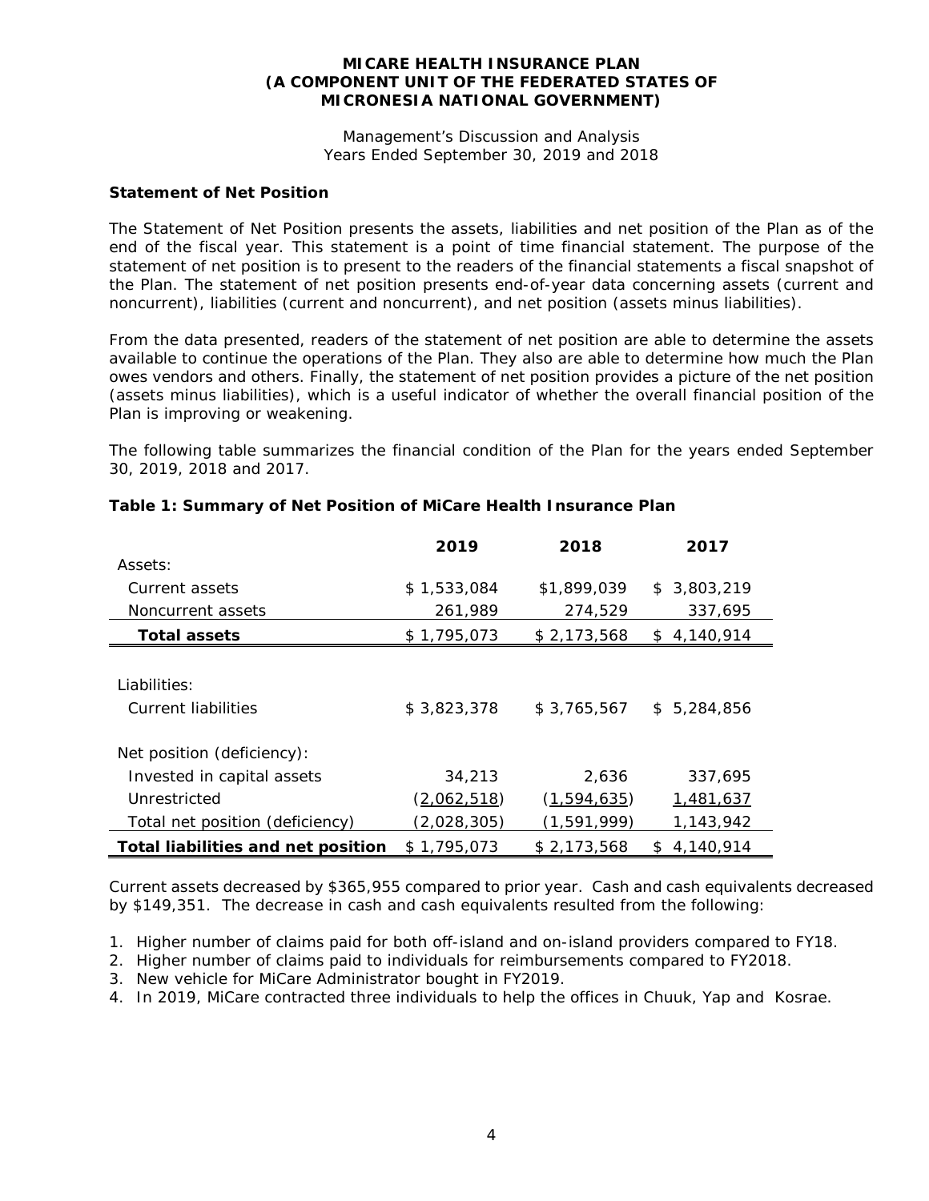**MICARE HEALTH INSURANCE PLAN**
**(A COMPONENT UNIT OF THE FEDERATED STATES OF MICRONESIA NATIONAL GOVERNMENT)**

Management's Discussion and Analysis
Years Ended September 30, 2019 and 2018

### Statement of Net Position

The Statement of Net Position presents the assets, liabilities and net position of the Plan as of the end of the fiscal year. This statement is a point of time financial statement. The purpose of the statement of net position is to present to the readers of the financial statements a fiscal snapshot of the Plan. The statement of net position presents end-of-year data concerning assets (current and noncurrent), liabilities (current and noncurrent), and net position (assets minus liabilities).

From the data presented, readers of the statement of net position are able to determine the assets available to continue the operations of the Plan. They also are able to determine how much the Plan owes vendors and others. Finally, the statement of net position provides a picture of the net position (assets minus liabilities), which is a useful indicator of whether the overall financial position of the Plan is improving or weakening.

The following table summarizes the financial condition of the Plan for the years ended September 30, 2019, 2018 and 2017.

**Table 1: Summary of Net Position of MiCare Health Insurance Plan**

| | 2019 | 2018 | 2017 |
|---|---|---|---|
| Assets: | | | |
| Current assets | $ 1,533,084 | $1,899,039 | $ 3,803,219 |
| Noncurrent assets | 261,989 | 274,529 | 337,695 |
| **Total assets** | $ 1,795,073 | $ 2,173,568 | $ 4,140,914 |
| Liabilities: | | | |
| Current liabilities | $ 3,823,378 | $ 3,765,567 | $ 5,284,856 |
| Net position (deficiency): | | | |
| Invested in capital assets | 34,213 | 2,636 | 337,695 |
| Unrestricted | (2,062,518) | (1,594,635) | 1,481,637 |
| Total net position (deficiency) | (2,028,305) | (1,591,999) | 1,143,942 |
| **Total liabilities and net position** | $ 1,795,073 | $ 2,173,568 | $ 4,140,914 |

Current assets decreased by $365,955 compared to prior year. Cash and cash equivalents decreased by $149,351. The decrease in cash and cash equivalents resulted from the following:

1. Higher number of claims paid for both off-island and on-island providers compared to FY18.
2. Higher number of claims paid to individuals for reimbursements compared to FY2018.
3. New vehicle for MiCare Administrator bought in FY2019.
4. In 2019, MiCare contracted three individuals to help the offices in Chuuk, Yap and Kosrae.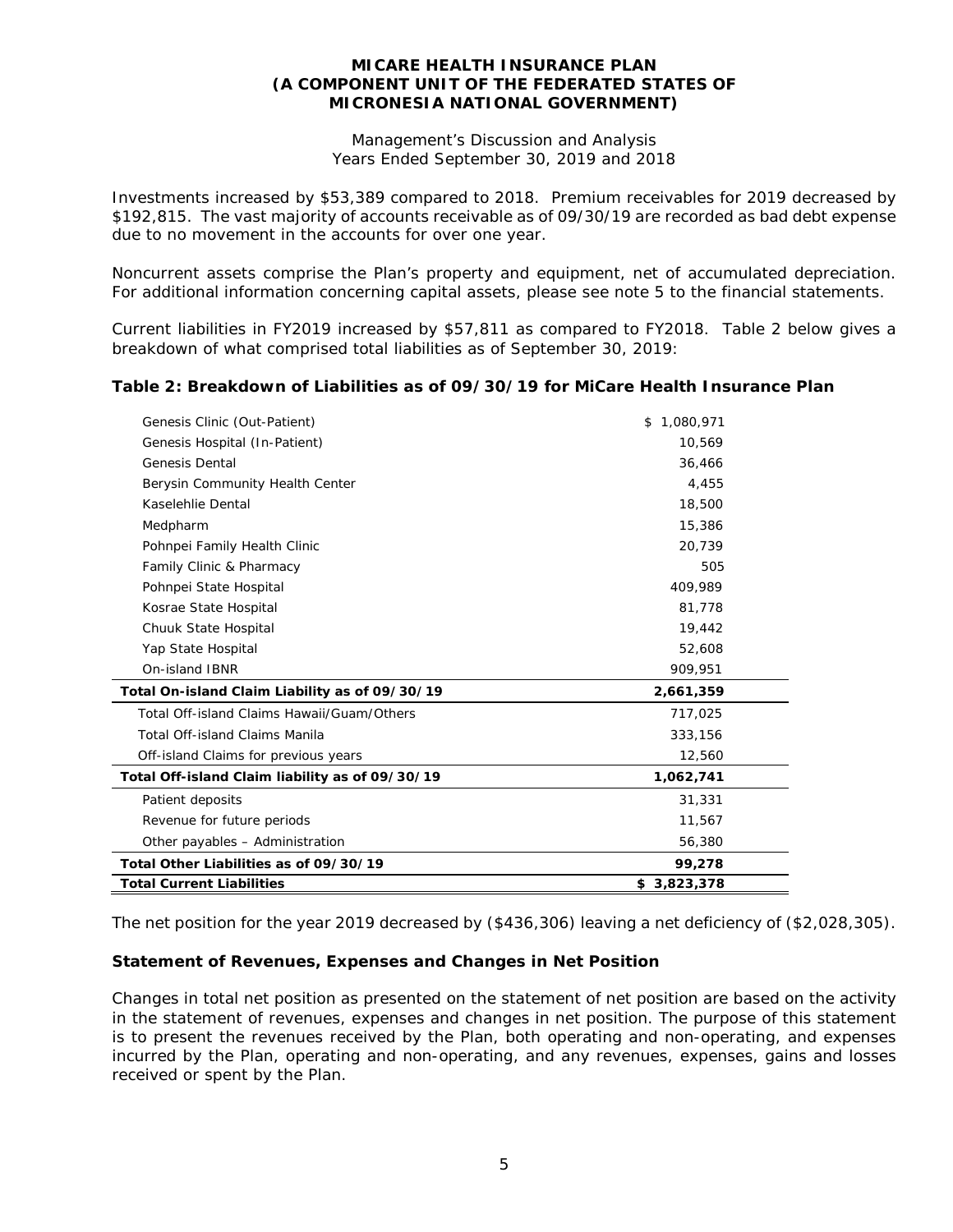Investments increased by $53,389 compared to 2018. Premium receivables for 2019 decreased by $192,815. The vast majority of accounts receivable as of 09/30/19 are recorded as bad debt expense due to no movement in the accounts for over one year.

Noncurrent assets comprise the Plan's property and equipment, net of accumulated depreciation. For additional information concerning capital assets, please see note 5 to the financial statements.

Current liabilities in FY2019 increased by $57,811 as compared to FY2018. Table 2 below gives a breakdown of what comprised total liabilities as of September 30, 2019:

**Table 2: Breakdown of Liabilities as of 09/30/19 for MiCare Health Insurance Plan**

| | |
|---|---|
| Genesis Clinic (Out-Patient) | $ 1,080,971 |
| Genesis Hospital (In-Patient) | 10,569 |
| Genesis Dental | 36,466 |
| Berysin Community Health Center | 4,455 |
| Kaselehlie Dental | 18,500 |
| Medpharm | 15,386 |
| Pohnpei Family Health Clinic | 20,739 |
| Family Clinic & Pharmacy | 505 |
| Pohnpei State Hospital | 409,989 |
| Kosrae State Hospital | 81,778 |
| Chuuk State Hospital | 19,442 |
| Yap State Hospital | 52,608 |
| On-island IBNR | 909,951 |
| **Total On-island Claim Liability as of 09/30/19** | **2,661,359** |
| Total Off-island Claims Hawaii/Guam/Others | 717,025 |
| Total Off-island Claims Manila | 333,156 |
| Off-island Claims for previous years | 12,560 |
| **Total Off-island Claim liability as of 09/30/19** | **1,062,741** |
| Patient deposits | 31,331 |
| Revenue for future periods | 11,567 |
| Other payables – Administration | 56,380 |
| **Total Other Liabilities as of 09/30/19** | **99,278** |
| **Total Current Liabilities** | **$ 3,823,378** |

The net position for the year 2019 decreased by ($436,306) leaving a net deficiency of ($2,028,305).

### Statement of Revenues, Expenses and Changes in Net Position

Changes in total net position as presented on the statement of net position are based on the activity in the statement of revenues, expenses and changes in net position. The purpose of this statement is to present the revenues received by the Plan, both operating and non-operating, and expenses incurred by the Plan, operating and non-operating, and any revenues, expenses, gains and losses received or spent by the Plan.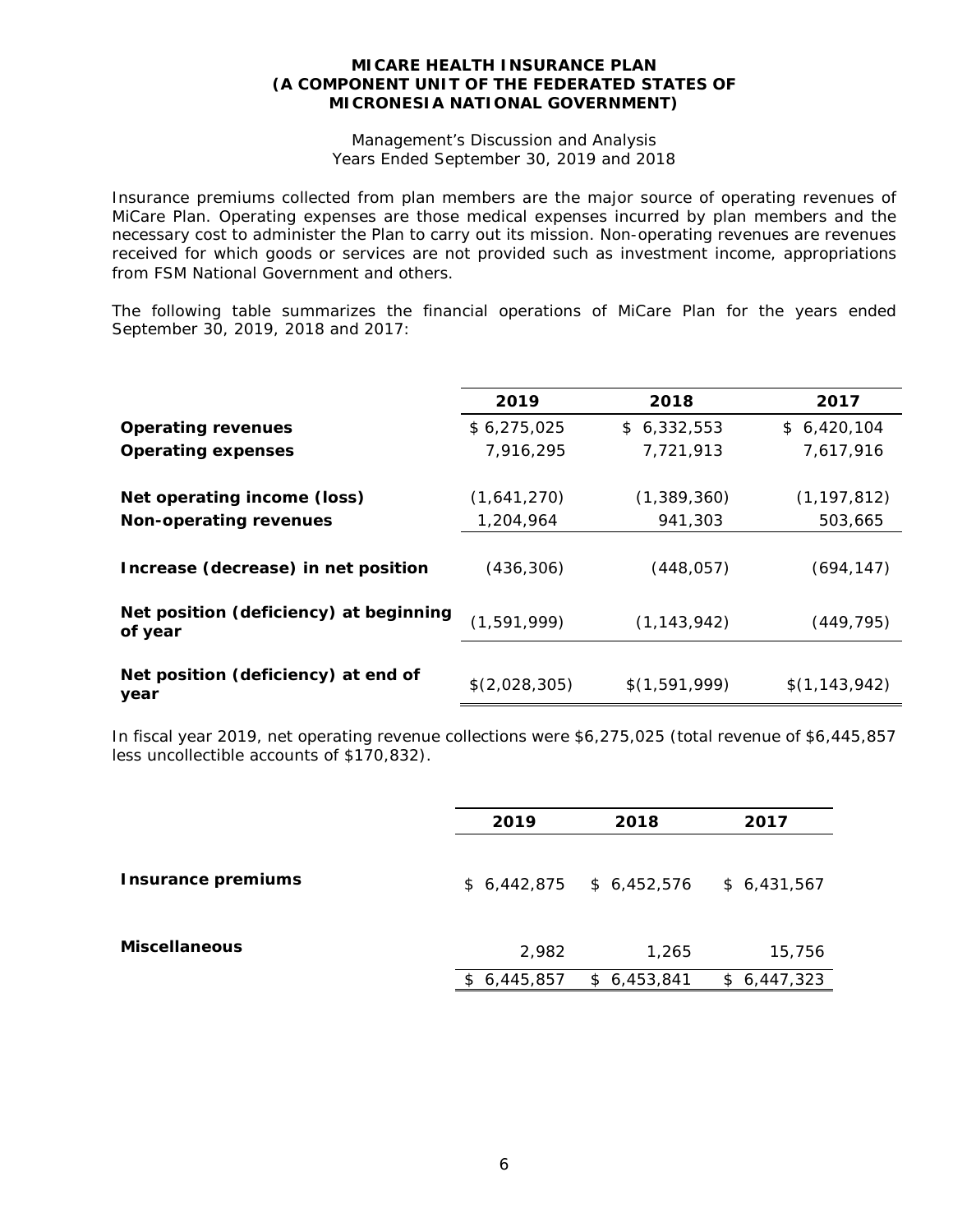**MICARE HEALTH INSURANCE PLAN**
**(A COMPONENT UNIT OF THE FEDERATED STATES OF MICRONESIA NATIONAL GOVERNMENT)**

Management's Discussion and Analysis
Years Ended September 30, 2019 and 2018

Insurance premiums collected from plan members are the major source of operating revenues of MiCare Plan. Operating expenses are those medical expenses incurred by plan members and the necessary cost to administer the Plan to carry out its mission. Non-operating revenues are revenues received for which goods or services are not provided such as investment income, appropriations from FSM National Government and others.

The following table summarizes the financial operations of MiCare Plan for the years ended September 30, 2019, 2018 and 2017:

| | 2019 | 2018 | 2017 |
|---|---|---|---|
| **Operating revenues** | $ 6,275,025 | $ 6,332,553 | $ 6,420,104 |
| **Operating expenses** | 7,916,295 | 7,721,913 | 7,617,916 |
| **Net operating income (loss)** | (1,641,270) | (1,389,360) | (1,197,812) |
| **Non-operating revenues** | 1,204,964 | 941,303 | 503,665 |
| **Increase (decrease) in net position** | (436,306) | (448,057) | (694,147) |
| **Net position (deficiency) at beginning of year** | (1,591,999) | (1,143,942) | (449,795) |
| **Net position (deficiency) at end of year** | $(2,028,305) | $(1,591,999) | $(1,143,942) |

In fiscal year 2019, net operating revenue collections were $6,275,025 (total revenue of $6,445,857 less uncollectible accounts of $170,832).

| | 2019 | 2018 | 2017 |
|---|---|---|---|
| **Insurance premiums** | $ 6,442,875 | $ 6,452,576 | $ 6,431,567 |
| **Miscellaneous** | 2,982 | 1,265 | 15,756 |
| | $ 6,445,857 | $ 6,453,841 | $ 6,447,323 |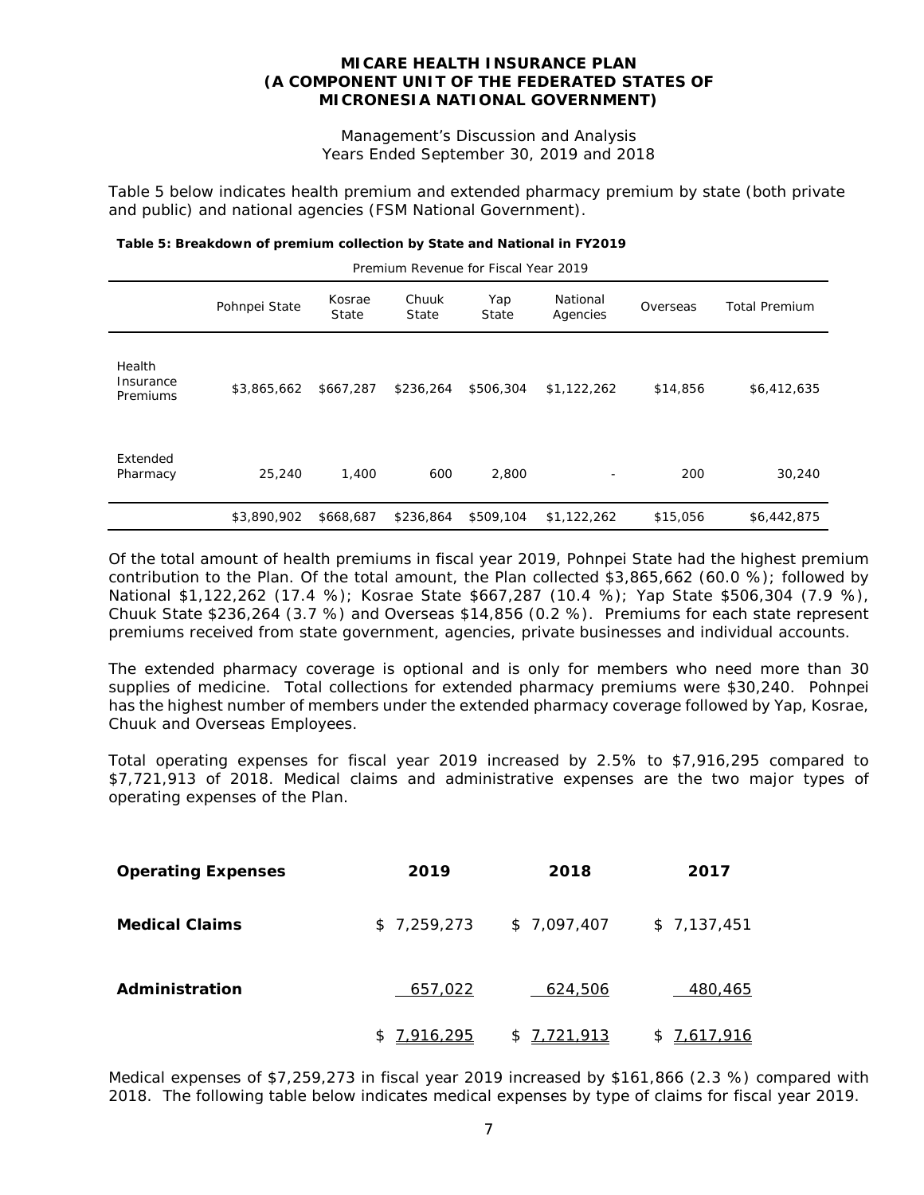**MICARE HEALTH INSURANCE PLAN**
**(A COMPONENT UNIT OF THE FEDERATED STATES OF MICRONESIA NATIONAL GOVERNMENT)**

Management's Discussion and Analysis
Years Ended September 30, 2019 and 2018

Table 5 below indicates health premium and extended pharmacy premium by state (both private and public) and national agencies (FSM National Government).

**Table 5: Breakdown of premium collection by State and National in FY2019**

| | Premium Revenue for Fiscal Year 2019 | | | | | | |
|---|---|---|---|---|---|---|---|
| | Pohnpei State | Kosrae State | Chuuk State | Yap State | National Agencies | Overseas | Total Premium |
| Health Insurance Premiums | \$3,865,662 | \$667,287 | \$236,264 | \$506,304 | \$1,122,262 | \$14,856 | \$6,412,635 |
| Extended Pharmacy | 25,240 | 1,400 | 600 | 2,800 | - | 200 | 30,240 |
| | \$3,890,902 | \$668,687 | \$236,864 | \$509,104 | \$1,122,262 | \$15,056 | \$6,442,875 |

Of the total amount of health premiums in fiscal year 2019, Pohnpei State had the highest premium contribution to the Plan. Of the total amount, the Plan collected \$3,865,662 (60.0 %); followed by National \$1,122,262 (17.4 %); Kosrae State \$667,287 (10.4 %); Yap State \$506,304 (7.9 %), Chuuk State \$236,264 (3.7 %) and Overseas \$14,856 (0.2 %). Premiums for each state represent premiums received from state government, agencies, private businesses and individual accounts.

The extended pharmacy coverage is optional and is only for members who need more than 30 supplies of medicine. Total collections for extended pharmacy premiums were \$30,240. Pohnpei has the highest number of members under the extended pharmacy coverage followed by Yap, Kosrae, Chuuk and Overseas Employees.

Total operating expenses for fiscal year 2019 increased by 2.5% to \$7,916,295 compared to \$7,721,913 of 2018. Medical claims and administrative expenses are the two major types of operating expenses of the Plan.

| **Operating Expenses** | **2019** | **2018** | **2017** |
|---|---|---|---|
| **Medical Claims** | \$ 7,259,273 | \$ 7,097,407 | \$ 7,137,451 |
| **Administration** | 657,022 | 624,506 | 480,465 |
| | \$ 7,916,295 | \$ 7,721,913 | \$ 7,617,916 |

Medical expenses of \$7,259,273 in fiscal year 2019 increased by \$161,866 (2.3 %) compared with 2018. The following table below indicates medical expenses by type of claims for fiscal year 2019.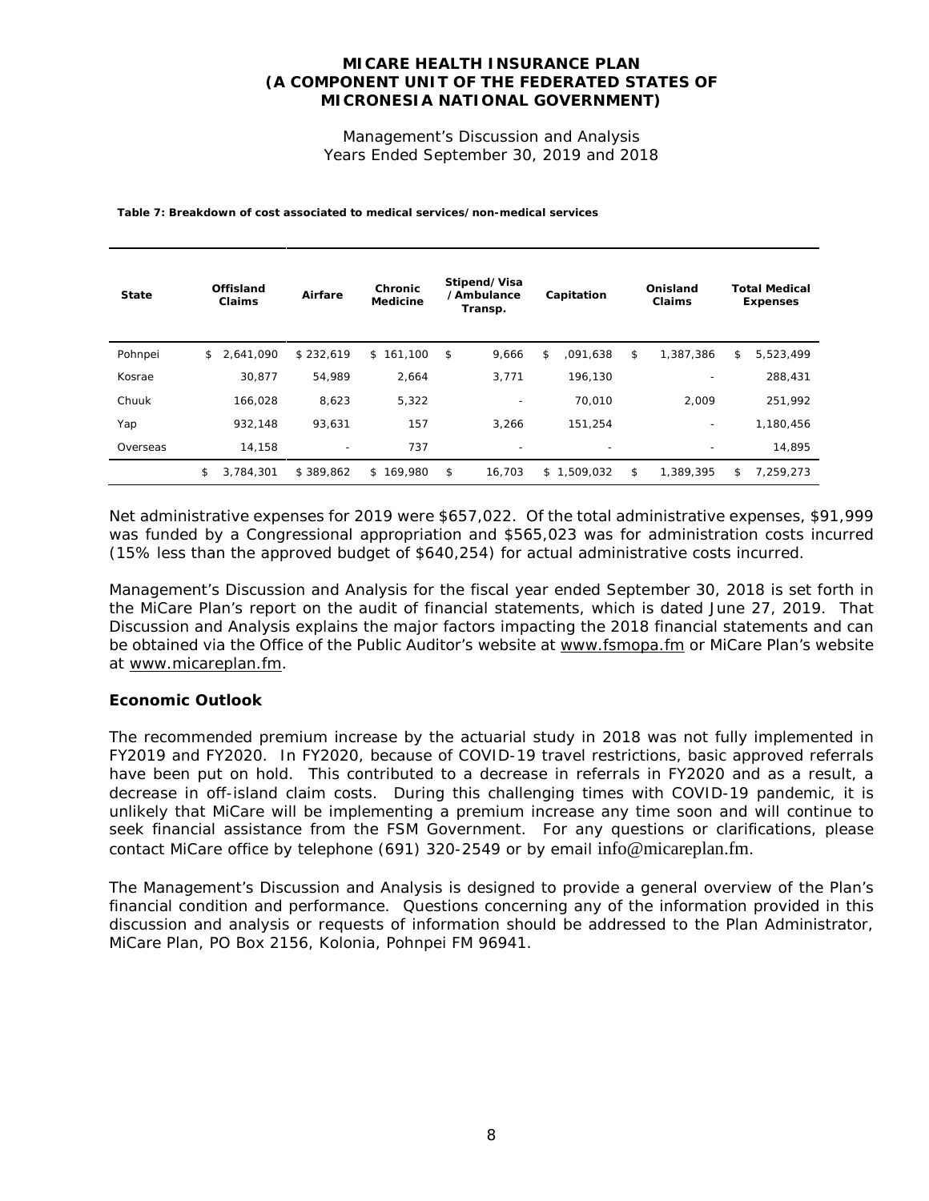**MICARE HEALTH INSURANCE PLAN**
**(A COMPONENT UNIT OF THE FEDERATED STATES OF MICRONESIA NATIONAL GOVERNMENT)**

Management's Discussion and Analysis
Years Ended September 30, 2019 and 2018

**Table 7: Breakdown of cost associated to medical services/non-medical services**

| State | Offisland Claims | Airfare | Chronic Medicine | Stipend/Visa /Ambulance Transp. | Capitation | Onisland Claims | Total Medical Expenses |
|---|---|---|---|---|---|---|---|
| Pohnpei | $ 2,641,090 | $ 232,619 | $ 161,100 | $ 9,666 | $ ,091,638 | $ 1,387,386 | $ 5,523,499 |
| Kosrae | 30,877 | 54,989 | 2,664 | 3,771 | 196,130 | - | 288,431 |
| Chuuk | 166,028 | 8,623 | 5,322 | - | 70,010 | 2,009 | 251,992 |
| Yap | 932,148 | 93,631 | 157 | 3,266 | 151,254 | - | 1,180,456 |
| Overseas | 14,158 | - | 737 | - | - | - | 14,895 |
| | $ 3,784,301 | $ 389,862 | $ 169,980 | $ 16,703 | $ 1,509,032 | $ 1,389,395 | $ 7,259,273 |

Net administrative expenses for 2019 were $657,022. Of the total administrative expenses, $91,999 was funded by a Congressional appropriation and $565,023 was for administration costs incurred (15% less than the approved budget of $640,254) for actual administrative costs incurred.

Management's Discussion and Analysis for the fiscal year ended September 30, 2018 is set forth in the MiCare Plan's report on the audit of financial statements, which is dated June 27, 2019. That Discussion and Analysis explains the major factors impacting the 2018 financial statements and can be obtained via the Office of the Public Auditor's website at www.fsmopa.fm or MiCare Plan's website at www.micareplan.fm.

**Economic Outlook**

The recommended premium increase by the actuarial study in 2018 was not fully implemented in FY2019 and FY2020. In FY2020, because of COVID-19 travel restrictions, basic approved referrals have been put on hold. This contributed to a decrease in referrals in FY2020 and as a result, a decrease in off-island claim costs. During this challenging times with COVID-19 pandemic, it is unlikely that MiCare will be implementing a premium increase any time soon and will continue to seek financial assistance from the FSM Government. For any questions or clarifications, please contact MiCare office by telephone (691) 320-2549 or by email info@micareplan.fm.

The Management's Discussion and Analysis is designed to provide a general overview of the Plan's financial condition and performance. Questions concerning any of the information provided in this discussion and analysis or requests of information should be addressed to the Plan Administrator, MiCare Plan, PO Box 2156, Kolonia, Pohnpei FM 96941.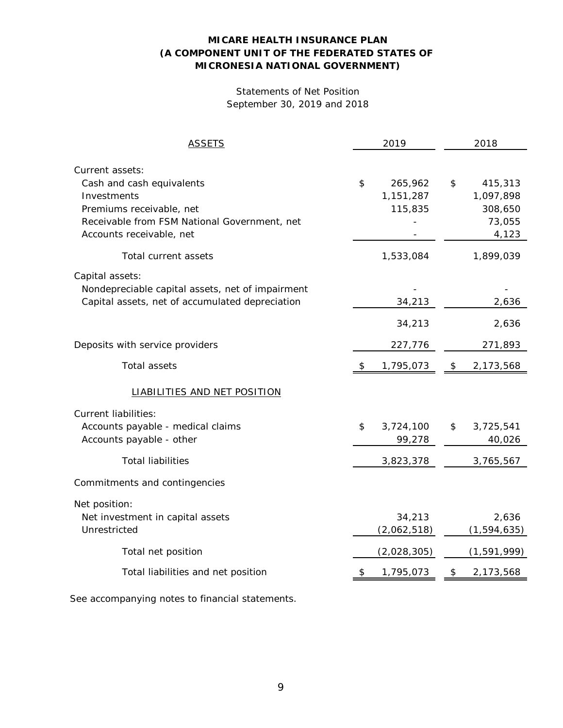**MICARE HEALTH INSURANCE PLAN**
**(A COMPONENT UNIT OF THE FEDERATED STATES OF MICRONESIA NATIONAL GOVERNMENT)**

Statements of Net Position
September 30, 2019 and 2018

| ASSETS | 2019 | 2018 |
|---|---|---|
| Current assets: | | |
| Cash and cash equivalents | $ 265,962 | $ 415,313 |
| Investments | 1,151,287 | 1,097,898 |
| Premiums receivable, net | 115,835 | 308,650 |
| Receivable from FSM National Government, net | - | 73,055 |
| Accounts receivable, net | - | 4,123 |
| Total current assets | 1,533,084 | 1,899,039 |
| Capital assets: | | |
| Nondepreciable capital assets, net of impairment | - | - |
| Capital assets, net of accumulated depreciation | 34,213 | 2,636 |
| | 34,213 | 2,636 |
| Deposits with service providers | 227,776 | 271,893 |
| Total assets | $ 1,795,073 | $ 2,173,568 |
| LIABILITIES AND NET POSITION | | |
| Current liabilities: | | |
| Accounts payable - medical claims | $ 3,724,100 | $ 3,725,541 |
| Accounts payable - other | 99,278 | 40,026 |
| Total liabilities | 3,823,378 | 3,765,567 |
| Commitments and contingencies | | |
| Net position: | | |
| Net investment in capital assets | 34,213 | 2,636 |
| Unrestricted | (2,062,518) | (1,594,635) |
| Total net position | (2,028,305) | (1,591,999) |
| Total liabilities and net position | $ 1,795,073 | $ 2,173,568 |

See accompanying notes to financial statements.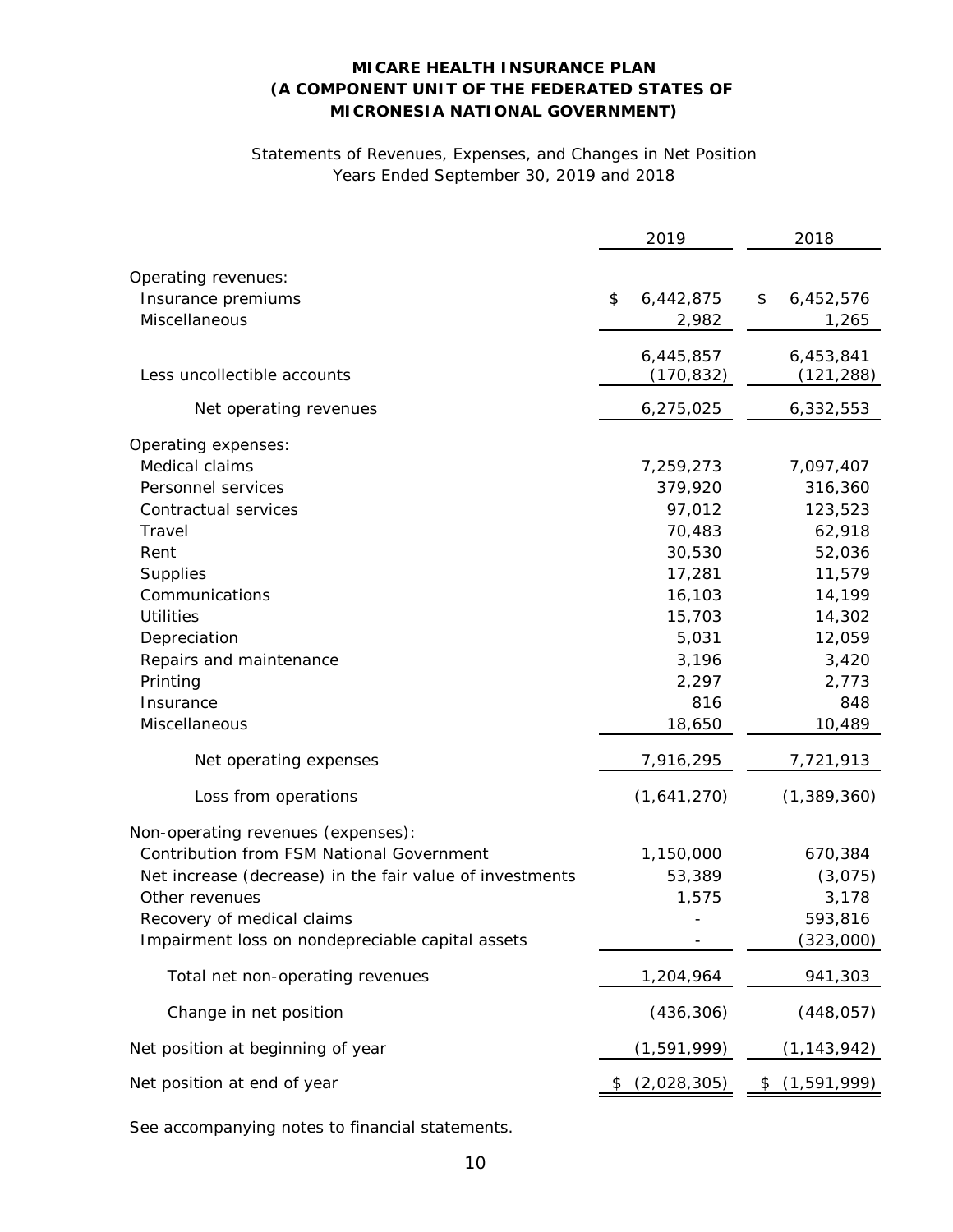**MICARE HEALTH INSURANCE PLAN**
**(A COMPONENT UNIT OF THE FEDERATED STATES OF MICRONESIA NATIONAL GOVERNMENT)**

Statements of Revenues, Expenses, and Changes in Net Position
Years Ended September 30, 2019 and 2018

| | 2019 | 2018 |
|---|---|---|
| Operating revenues: | | |
| Insurance premiums | $ 6,442,875 | $ 6,452,576 |
| Miscellaneous | 2,982 | 1,265 |
| | 6,445,857 | 6,453,841 |
| Less uncollectible accounts | (170,832) | (121,288) |
| Net operating revenues | 6,275,025 | 6,332,553 |
| Operating expenses: | | |
| Medical claims | 7,259,273 | 7,097,407 |
| Personnel services | 379,920 | 316,360 |
| Contractual services | 97,012 | 123,523 |
| Travel | 70,483 | 62,918 |
| Rent | 30,530 | 52,036 |
| Supplies | 17,281 | 11,579 |
| Communications | 16,103 | 14,199 |
| Utilities | 15,703 | 14,302 |
| Depreciation | 5,031 | 12,059 |
| Repairs and maintenance | 3,196 | 3,420 |
| Printing | 2,297 | 2,773 |
| Insurance | 816 | 848 |
| Miscellaneous | 18,650 | 10,489 |
| Net operating expenses | 7,916,295 | 7,721,913 |
| Loss from operations | (1,641,270) | (1,389,360) |
| Non-operating revenues (expenses): | | |
| Contribution from FSM National Government | 1,150,000 | 670,384 |
| Net increase (decrease) in the fair value of investments | 53,389 | (3,075) |
| Other revenues | 1,575 | 3,178 |
| Recovery of medical claims | - | 593,816 |
| Impairment loss on nondepreciable capital assets | - | (323,000) |
| Total net non-operating revenues | 1,204,964 | 941,303 |
| Change in net position | (436,306) | (448,057) |
| Net position at beginning of year | (1,591,999) | (1,143,942) |
| Net position at end of year | $ (2,028,305) | $ (1,591,999) |

See accompanying notes to financial statements.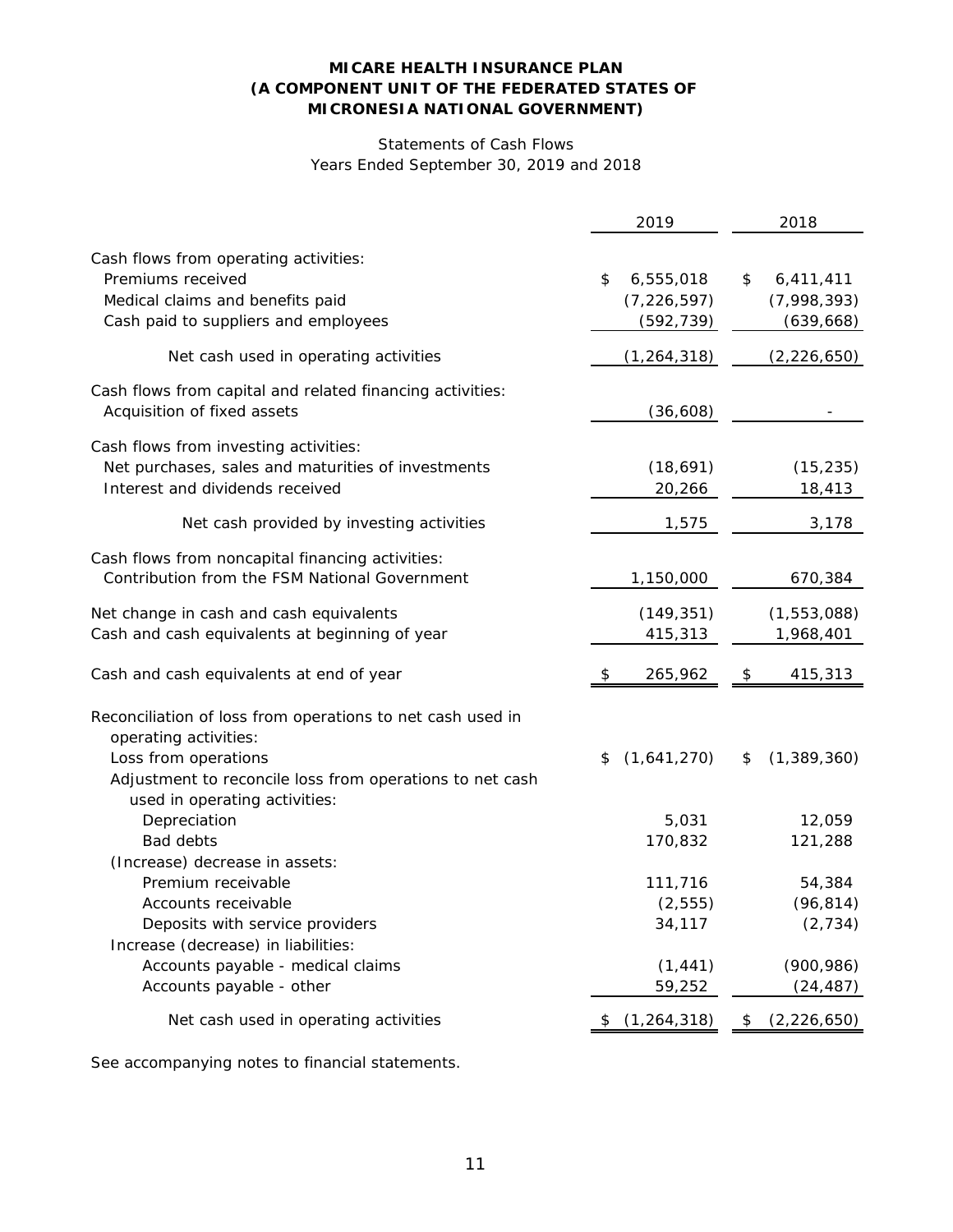**MICARE HEALTH INSURANCE PLAN**
**(A COMPONENT UNIT OF THE FEDERATED STATES OF MICRONESIA NATIONAL GOVERNMENT)**

Statements of Cash Flows
Years Ended September 30, 2019 and 2018

| | 2019 | 2018 |
|---|---|---|
| Cash flows from operating activities: | | |
| Premiums received | $ 6,555,018 | $ 6,411,411 |
| Medical claims and benefits paid | (7,226,597) | (7,998,393) |
| Cash paid to suppliers and employees | (592,739) | (639,668) |
| Net cash used in operating activities | (1,264,318) | (2,226,650) |
| Cash flows from capital and related financing activities: | | |
| Acquisition of fixed assets | (36,608) | - |
| Cash flows from investing activities: | | |
| Net purchases, sales and maturities of investments | (18,691) | (15,235) |
| Interest and dividends received | 20,266 | 18,413 |
| Net cash provided by investing activities | 1,575 | 3,178 |
| Cash flows from noncapital financing activities: | | |
| Contribution from the FSM National Government | 1,150,000 | 670,384 |
| Net change in cash and cash equivalents | (149,351) | (1,553,088) |
| Cash and cash equivalents at beginning of year | 415,313 | 1,968,401 |
| Cash and cash equivalents at end of year | $ 265,962 | $ 415,313 |
| Reconciliation of loss from operations to net cash used in operating activities: | | |
| Loss from operations | $ (1,641,270) | $ (1,389,360) |
| Adjustment to reconcile loss from operations to net cash used in operating activities: | | |
| Depreciation | 5,031 | 12,059 |
| Bad debts | 170,832 | 121,288 |
| (Increase) decrease in assets: | | |
| Premium receivable | 111,716 | 54,384 |
| Accounts receivable | (2,555) | (96,814) |
| Deposits with service providers | 34,117 | (2,734) |
| Increase (decrease) in liabilities: | | |
| Accounts payable - medical claims | (1,441) | (900,986) |
| Accounts payable - other | 59,252 | (24,487) |
| Net cash used in operating activities | $ (1,264,318) | $ (2,226,650) |

See accompanying notes to financial statements.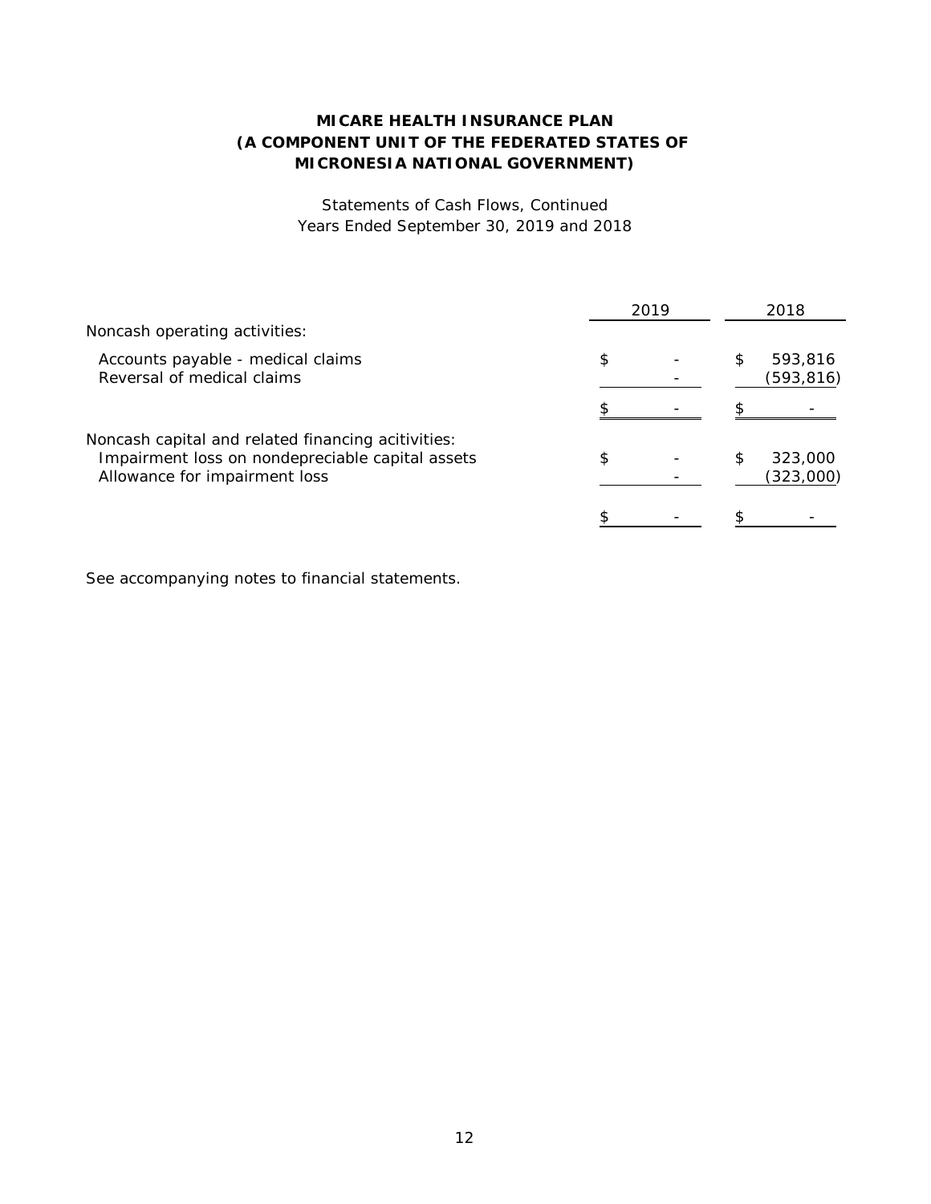# MICARE HEALTH INSURANCE PLAN
# (A COMPONENT UNIT OF THE FEDERATED STATES OF MICRONESIA NATIONAL GOVERNMENT)

Statements of Cash Flows, Continued
Years Ended September 30, 2019 and 2018

| | 2019 | 2018 |
|---|---|---|
| Noncash operating activities: | | |
| Accounts payable - medical claims | $ - | $ 593,816 |
| Reversal of medical claims | - | (593,816) |
| | $ - | $ - |
| Noncash capital and related financing acitivities: | | |
| Impairment loss on nondepreciable capital assets | $ - | $ 323,000 |
| Allowance for impairment loss | - | (323,000) |
| | $ - | $ - |

See accompanying notes to financial statements.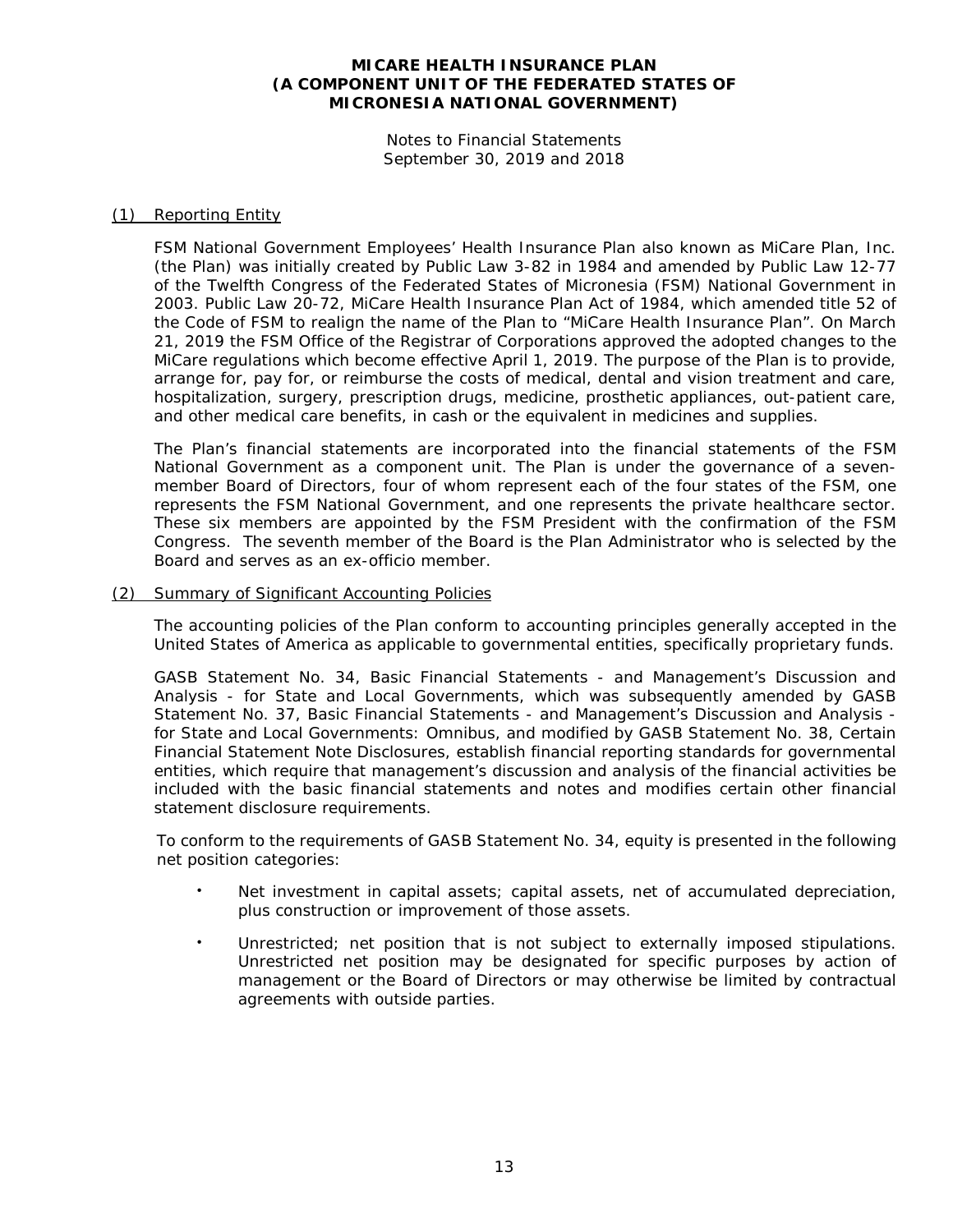# MICARE HEALTH INSURANCE PLAN (A COMPONENT UNIT OF THE FEDERATED STATES OF MICRONESIA NATIONAL GOVERNMENT)

Notes to Financial Statements
September 30, 2019 and 2018

## (1) Reporting Entity

FSM National Government Employees' Health Insurance Plan also known as MiCare Plan, Inc. (the Plan) was initially created by Public Law 3-82 in 1984 and amended by Public Law 12-77 of the Twelfth Congress of the Federated States of Micronesia (FSM) National Government in 2003. Public Law 20-72, MiCare Health Insurance Plan Act of 1984, which amended title 52 of the Code of FSM to realign the name of the Plan to "MiCare Health Insurance Plan". On March 21, 2019 the FSM Office of the Registrar of Corporations approved the adopted changes to the MiCare regulations which become effective April 1, 2019. The purpose of the Plan is to provide, arrange for, pay for, or reimburse the costs of medical, dental and vision treatment and care, hospitalization, surgery, prescription drugs, medicine, prosthetic appliances, out-patient care, and other medical care benefits, in cash or the equivalent in medicines and supplies.

The Plan's financial statements are incorporated into the financial statements of the FSM National Government as a component unit. The Plan is under the governance of a seven-member Board of Directors, four of whom represent each of the four states of the FSM, one represents the FSM National Government, and one represents the private healthcare sector. These six members are appointed by the FSM President with the confirmation of the FSM Congress. The seventh member of the Board is the Plan Administrator who is selected by the Board and serves as an ex-officio member.

## (2) Summary of Significant Accounting Policies

The accounting policies of the Plan conform to accounting principles generally accepted in the United States of America as applicable to governmental entities, specifically proprietary funds.

GASB Statement No. 34, Basic Financial Statements - and Management's Discussion and Analysis - for State and Local Governments, which was subsequently amended by GASB Statement No. 37, Basic Financial Statements - and Management's Discussion and Analysis - for State and Local Governments: Omnibus, and modified by GASB Statement No. 38, Certain Financial Statement Note Disclosures, establish financial reporting standards for governmental entities, which require that management's discussion and analysis of the financial activities be included with the basic financial statements and notes and modifies certain other financial statement disclosure requirements.

To conform to the requirements of GASB Statement No. 34, equity is presented in the following net position categories:

- Net investment in capital assets; capital assets, net of accumulated depreciation, plus construction or improvement of those assets.
- Unrestricted; net position that is not subject to externally imposed stipulations. Unrestricted net position may be designated for specific purposes by action of management or the Board of Directors or may otherwise be limited by contractual agreements with outside parties.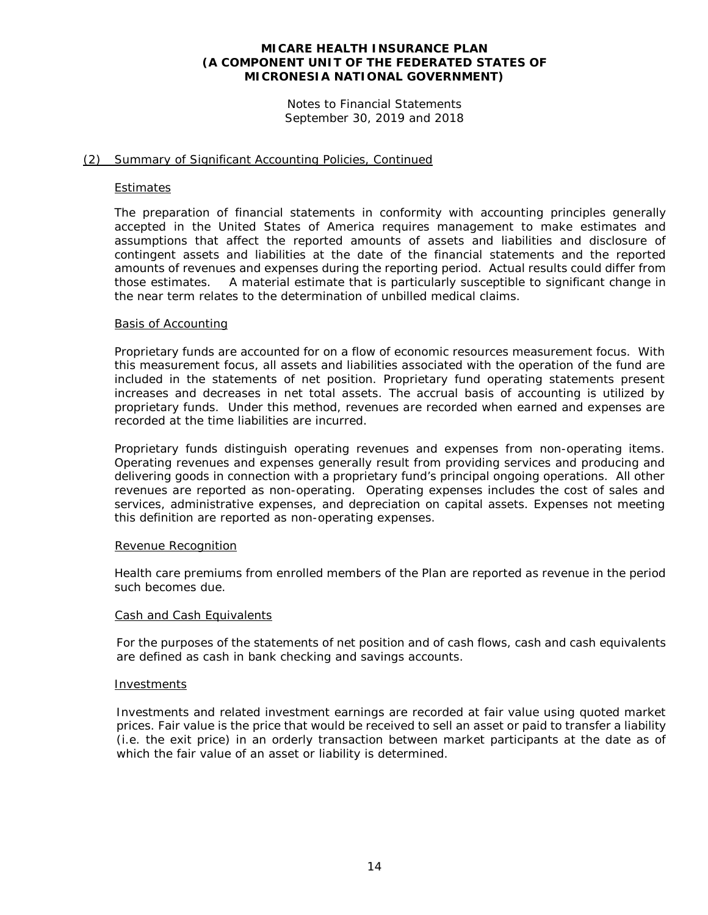## (2) Summary of Significant Accounting Policies, Continued

### Estimates

The preparation of financial statements in conformity with accounting principles generally accepted in the United States of America requires management to make estimates and assumptions that affect the reported amounts of assets and liabilities and disclosure of contingent assets and liabilities at the date of the financial statements and the reported amounts of revenues and expenses during the reporting period. Actual results could differ from those estimates. A material estimate that is particularly susceptible to significant change in the near term relates to the determination of unbilled medical claims.

### Basis of Accounting

Proprietary funds are accounted for on a flow of economic resources measurement focus. With this measurement focus, all assets and liabilities associated with the operation of the fund are included in the statements of net position. Proprietary fund operating statements present increases and decreases in net total assets. The accrual basis of accounting is utilized by proprietary funds. Under this method, revenues are recorded when earned and expenses are recorded at the time liabilities are incurred.

Proprietary funds distinguish operating revenues and expenses from non-operating items. Operating revenues and expenses generally result from providing services and producing and delivering goods in connection with a proprietary fund's principal ongoing operations. All other revenues are reported as non-operating. Operating expenses includes the cost of sales and services, administrative expenses, and depreciation on capital assets. Expenses not meeting this definition are reported as non-operating expenses.

### Revenue Recognition

Health care premiums from enrolled members of the Plan are reported as revenue in the period such becomes due.

### Cash and Cash Equivalents

For the purposes of the statements of net position and of cash flows, cash and cash equivalents are defined as cash in bank checking and savings accounts.

### Investments

Investments and related investment earnings are recorded at fair value using quoted market prices. Fair value is the price that would be received to sell an asset or paid to transfer a liability (i.e. the exit price) in an orderly transaction between market participants at the date as of which the fair value of an asset or liability is determined.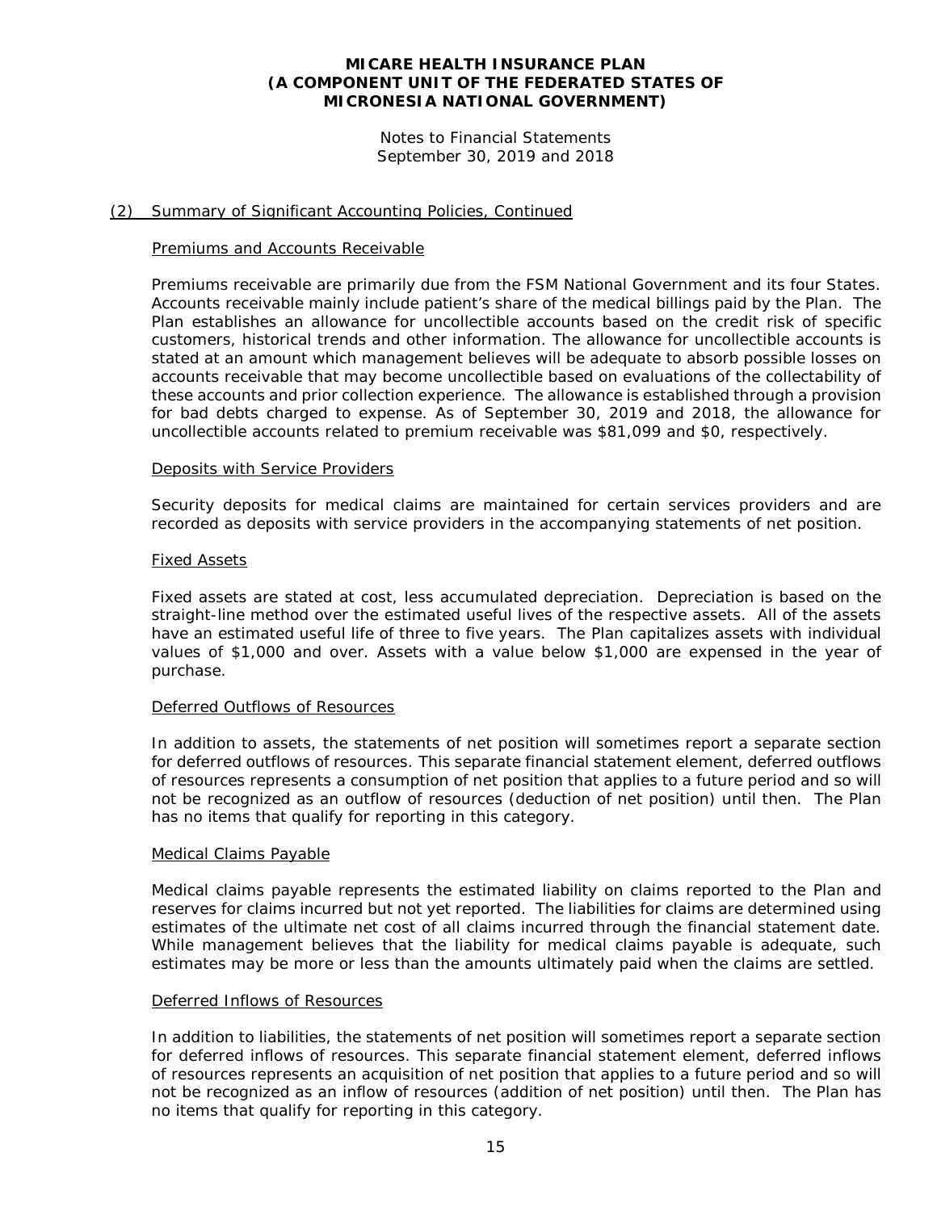# MICARE HEALTH INSURANCE PLAN (A COMPONENT UNIT OF THE FEDERATED STATES OF MICRONESIA NATIONAL GOVERNMENT)

Notes to Financial Statements
September 30, 2019 and 2018

## (2) Summary of Significant Accounting Policies, Continued

### Premiums and Accounts Receivable

Premiums receivable are primarily due from the FSM National Government and its four States. Accounts receivable mainly include patient's share of the medical billings paid by the Plan. The Plan establishes an allowance for uncollectible accounts based on the credit risk of specific customers, historical trends and other information. The allowance for uncollectible accounts is stated at an amount which management believes will be adequate to absorb possible losses on accounts receivable that may become uncollectible based on evaluations of the collectability of these accounts and prior collection experience. The allowance is established through a provision for bad debts charged to expense. As of September 30, 2019 and 2018, the allowance for uncollectible accounts related to premium receivable was $81,099 and $0, respectively.

### Deposits with Service Providers

Security deposits for medical claims are maintained for certain services providers and are recorded as deposits with service providers in the accompanying statements of net position.

### Fixed Assets

Fixed assets are stated at cost, less accumulated depreciation. Depreciation is based on the straight-line method over the estimated useful lives of the respective assets. All of the assets have an estimated useful life of three to five years. The Plan capitalizes assets with individual values of $1,000 and over. Assets with a value below $1,000 are expensed in the year of purchase.

### Deferred Outflows of Resources

In addition to assets, the statements of net position will sometimes report a separate section for deferred outflows of resources. This separate financial statement element, deferred outflows of resources represents a consumption of net position that applies to a future period and so will not be recognized as an outflow of resources (deduction of net position) until then. The Plan has no items that qualify for reporting in this category.

### Medical Claims Payable

Medical claims payable represents the estimated liability on claims reported to the Plan and reserves for claims incurred but not yet reported. The liabilities for claims are determined using estimates of the ultimate net cost of all claims incurred through the financial statement date. While management believes that the liability for medical claims payable is adequate, such estimates may be more or less than the amounts ultimately paid when the claims are settled.

### Deferred Inflows of Resources

In addition to liabilities, the statements of net position will sometimes report a separate section for deferred inflows of resources. This separate financial statement element, deferred inflows of resources represents an acquisition of net position that applies to a future period and so will not be recognized as an inflow of resources (addition of net position) until then. The Plan has no items that qualify for reporting in this category.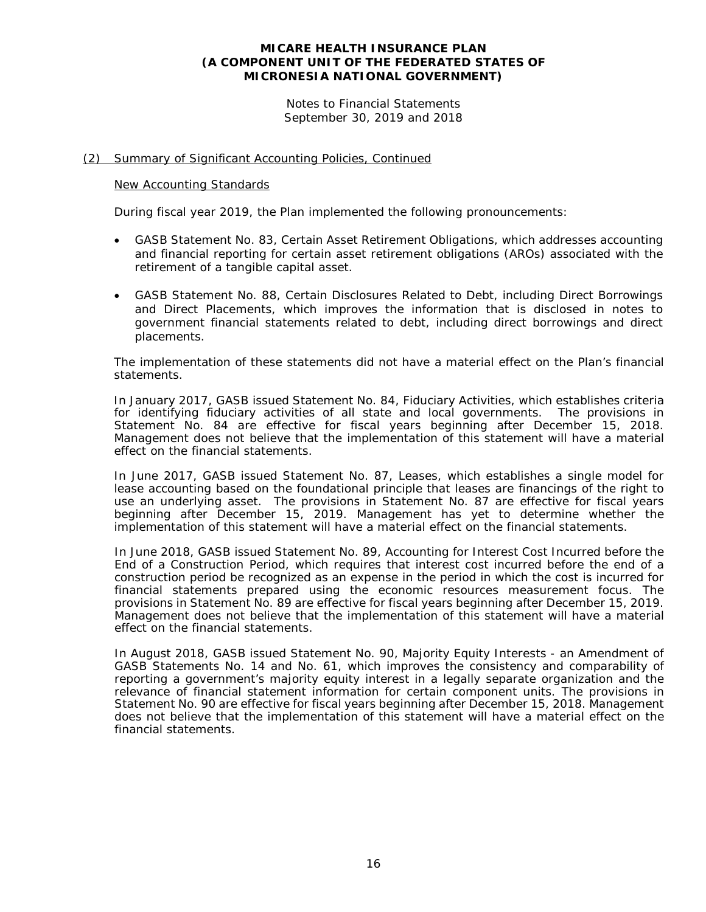# MICARE HEALTH INSURANCE PLAN (A COMPONENT UNIT OF THE FEDERATED STATES OF MICRONESIA NATIONAL GOVERNMENT)

Notes to Financial Statements
September 30, 2019 and 2018

## (2) Summary of Significant Accounting Policies, Continued

### New Accounting Standards

During fiscal year 2019, the Plan implemented the following pronouncements:

- GASB Statement No. 83, Certain Asset Retirement Obligations, which addresses accounting and financial reporting for certain asset retirement obligations (AROs) associated with the retirement of a tangible capital asset.
- GASB Statement No. 88, Certain Disclosures Related to Debt, including Direct Borrowings and Direct Placements, which improves the information that is disclosed in notes to government financial statements related to debt, including direct borrowings and direct placements.

The implementation of these statements did not have a material effect on the Plan's financial statements.

In January 2017, GASB issued Statement No. 84, Fiduciary Activities, which establishes criteria for identifying fiduciary activities of all state and local governments. The provisions in Statement No. 84 are effective for fiscal years beginning after December 15, 2018. Management does not believe that the implementation of this statement will have a material effect on the financial statements.

In June 2017, GASB issued Statement No. 87, Leases, which establishes a single model for lease accounting based on the foundational principle that leases are financings of the right to use an underlying asset. The provisions in Statement No. 87 are effective for fiscal years beginning after December 15, 2019. Management has yet to determine whether the implementation of this statement will have a material effect on the financial statements.

In June 2018, GASB issued Statement No. 89, Accounting for Interest Cost Incurred before the End of a Construction Period, which requires that interest cost incurred before the end of a construction period be recognized as an expense in the period in which the cost is incurred for financial statements prepared using the economic resources measurement focus. The provisions in Statement No. 89 are effective for fiscal years beginning after December 15, 2019. Management does not believe that the implementation of this statement will have a material effect on the financial statements.

In August 2018, GASB issued Statement No. 90, Majority Equity Interests - an Amendment of GASB Statements No. 14 and No. 61, which improves the consistency and comparability of reporting a government's majority equity interest in a legally separate organization and the relevance of financial statement information for certain component units. The provisions in Statement No. 90 are effective for fiscal years beginning after December 15, 2018. Management does not believe that the implementation of this statement will have a material effect on the financial statements.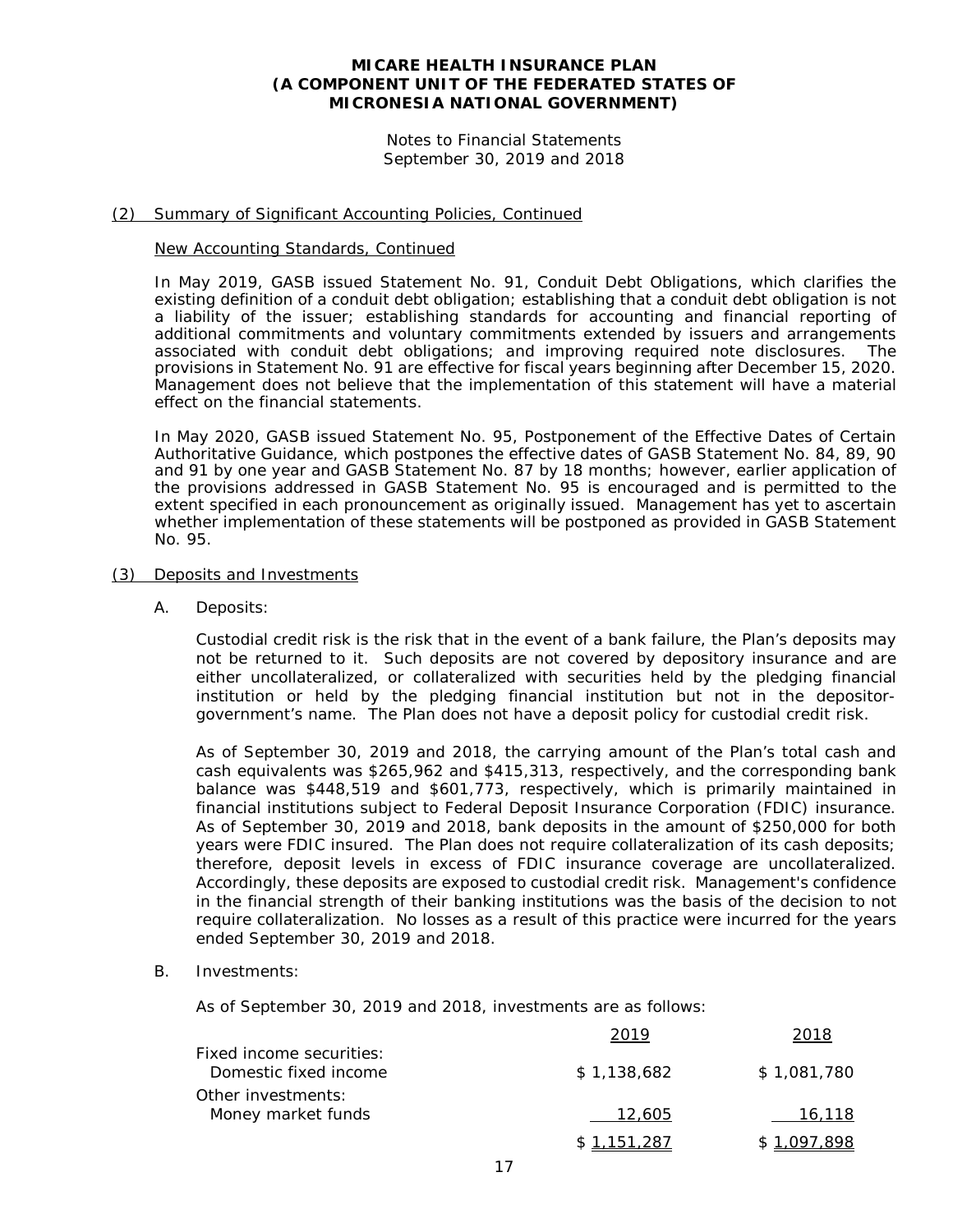**MICARE HEALTH INSURANCE PLAN**
**(A COMPONENT UNIT OF THE FEDERATED STATES OF MICRONESIA NATIONAL GOVERNMENT)**

Notes to Financial Statements
September 30, 2019 and 2018

(2) Summary of Significant Accounting Policies, Continued

New Accounting Standards, Continued

In May 2019, GASB issued Statement No. 91, Conduit Debt Obligations, which clarifies the existing definition of a conduit debt obligation; establishing that a conduit debt obligation is not a liability of the issuer; establishing standards for accounting and financial reporting of additional commitments and voluntary commitments extended by issuers and arrangements associated with conduit debt obligations; and improving required note disclosures. The provisions in Statement No. 91 are effective for fiscal years beginning after December 15, 2020. Management does not believe that the implementation of this statement will have a material effect on the financial statements.

In May 2020, GASB issued Statement No. 95, Postponement of the Effective Dates of Certain Authoritative Guidance, which postpones the effective dates of GASB Statement No. 84, 89, 90 and 91 by one year and GASB Statement No. 87 by 18 months; however, earlier application of the provisions addressed in GASB Statement No. 95 is encouraged and is permitted to the extent specified in each pronouncement as originally issued. Management has yet to ascertain whether implementation of these statements will be postponed as provided in GASB Statement No. 95.

(3) Deposits and Investments

A. Deposits:

Custodial credit risk is the risk that in the event of a bank failure, the Plan's deposits may not be returned to it. Such deposits are not covered by depository insurance and are either uncollateralized, or collateralized with securities held by the pledging financial institution or held by the pledging financial institution but not in the depositor-government's name. The Plan does not have a deposit policy for custodial credit risk.

As of September 30, 2019 and 2018, the carrying amount of the Plan's total cash and cash equivalents was $265,962 and $415,313, respectively, and the corresponding bank balance was $448,519 and $601,773, respectively, which is primarily maintained in financial institutions subject to Federal Deposit Insurance Corporation (FDIC) insurance. As of September 30, 2019 and 2018, bank deposits in the amount of $250,000 for both years were FDIC insured. The Plan does not require collateralization of its cash deposits; therefore, deposit levels in excess of FDIC insurance coverage are uncollateralized. Accordingly, these deposits are exposed to custodial credit risk. Management's confidence in the financial strength of their banking institutions was the basis of the decision to not require collateralization. No losses as a result of this practice were incurred for the years ended September 30, 2019 and 2018.

B. Investments:

As of September 30, 2019 and 2018, investments are as follows:

| | 2019 | 2018 |
|---|---|---|
| Fixed income securities: | | |
| Domestic fixed income | $ 1,138,682 | $ 1,081,780 |
| Other investments: | | |
| Money market funds | 12,605 | 16,118 |
| | $ 1,151,287 | $ 1,097,898 |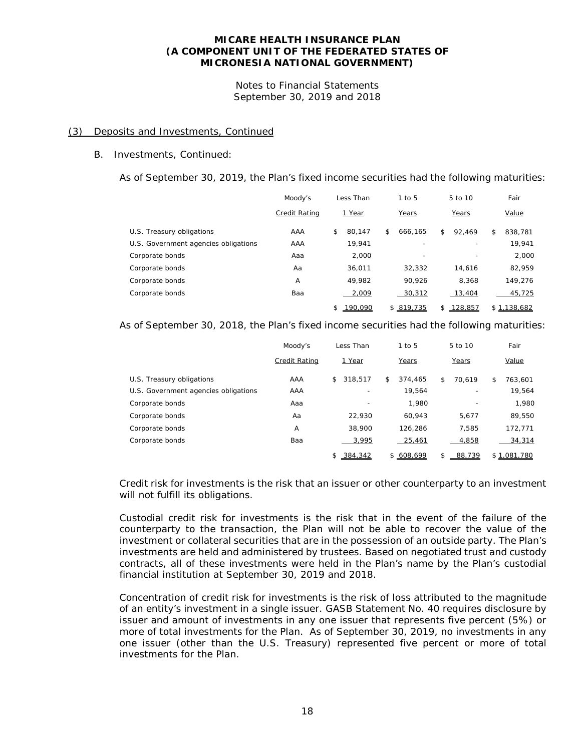## (3) Deposits and Investments, Continued

### B. Investments, Continued:

As of September 30, 2019, the Plan's fixed income securities had the following maturities:

| | Moody's Credit Rating | Less Than 1 Year | 1 to 5 Years | 5 to 10 Years | Fair Value |
|---|---|---|---|---|---|
| U.S. Treasury obligations | AAA | $ 80,147 | $ 666,165 | $ 92,469 | $ 838,781 |
| U.S. Government agencies obligations | AAA | 19,941 | - | - | 19,941 |
| Corporate bonds | Aaa | 2,000 | - | - | 2,000 |
| Corporate bonds | Aa | 36,011 | 32,332 | 14,616 | 82,959 |
| Corporate bonds | A | 49,982 | 90,926 | 8,368 | 149,276 |
| Corporate bonds | Baa | 2,009 | 30,312 | 13,404 | 45,725 |
| | | $ 190,090 | $ 819,735 | $ 128,857 | $ 1,138,682 |

As of September 30, 2018, the Plan's fixed income securities had the following maturities:

| | Moody's Credit Rating | Less Than 1 Year | 1 to 5 Years | 5 to 10 Years | Fair Value |
|---|---|---|---|---|---|
| U.S. Treasury obligations | AAA | $ 318,517 | $ 374,465 | $ 70,619 | $ 763,601 |
| U.S. Government agencies obligations | AAA | - | 19,564 | - | 19,564 |
| Corporate bonds | Aaa | - | 1,980 | - | 1,980 |
| Corporate bonds | Aa | 22,930 | 60,943 | 5,677 | 89,550 |
| Corporate bonds | A | 38,900 | 126,286 | 7,585 | 172,771 |
| Corporate bonds | Baa | 3,995 | 25,461 | 4,858 | 34,314 |
| | | $ 384,342 | $ 608,699 | $ 88,739 | $ 1,081,780 |

Credit risk for investments is the risk that an issuer or other counterparty to an investment will not fulfill its obligations.

Custodial credit risk for investments is the risk that in the event of the failure of the counterparty to the transaction, the Plan will not be able to recover the value of the investment or collateral securities that are in the possession of an outside party. The Plan's investments are held and administered by trustees. Based on negotiated trust and custody contracts, all of these investments were held in the Plan's name by the Plan's custodial financial institution at September 30, 2019 and 2018.

Concentration of credit risk for investments is the risk of loss attributed to the magnitude of an entity's investment in a single issuer. GASB Statement No. 40 requires disclosure by issuer and amount of investments in any one issuer that represents five percent (5%) or more of total investments for the Plan. As of September 30, 2019, no investments in any one issuer (other than the U.S. Treasury) represented five percent or more of total investments for the Plan.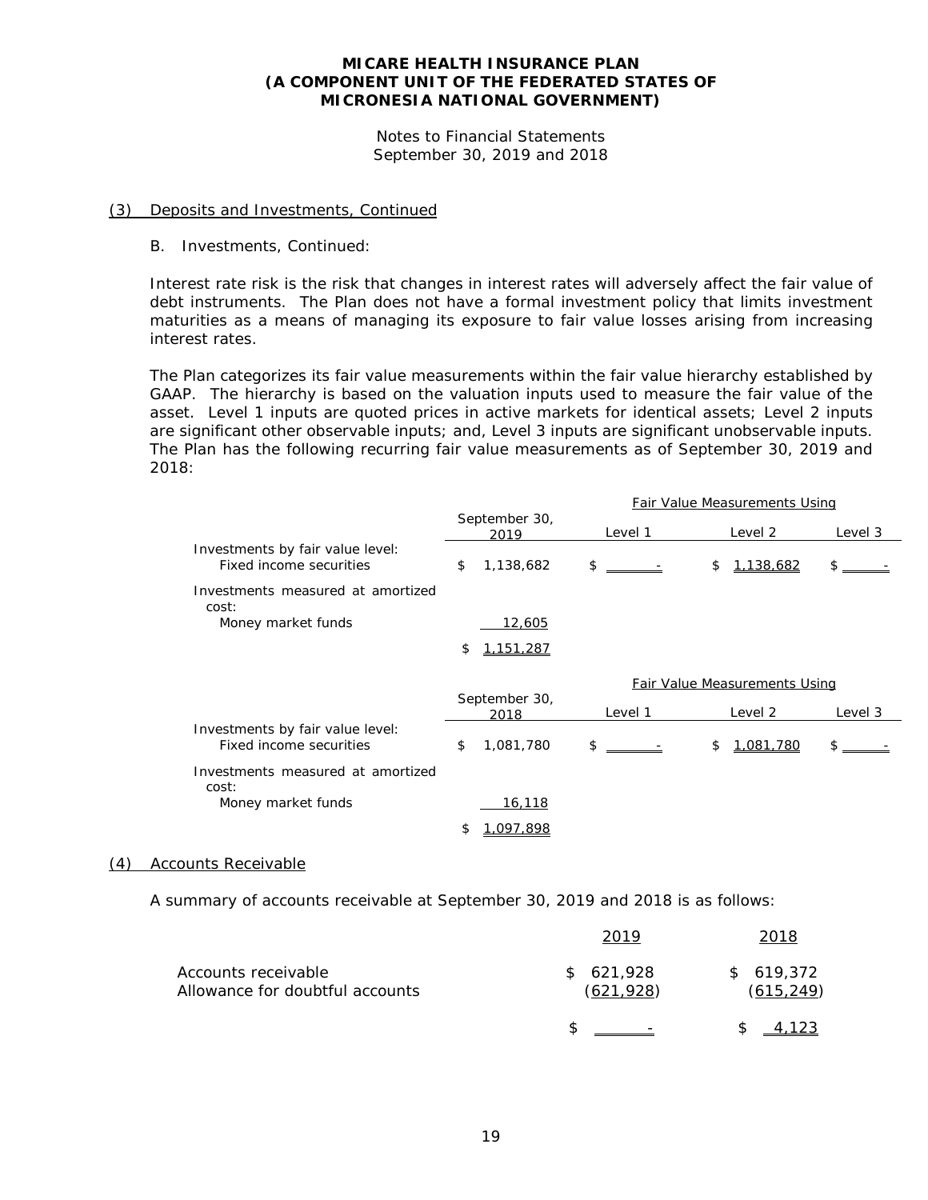## (3) Deposits and Investments, Continued

B. Investments, Continued:

Interest rate risk is the risk that changes in interest rates will adversely affect the fair value of debt instruments. The Plan does not have a formal investment policy that limits investment maturities as a means of managing its exposure to fair value losses arising from increasing interest rates.

The Plan categorizes its fair value measurements within the fair value hierarchy established by GAAP. The hierarchy is based on the valuation inputs used to measure the fair value of the asset. Level 1 inputs are quoted prices in active markets for identical assets; Level 2 inputs are significant other observable inputs; and, Level 3 inputs are significant unobservable inputs. The Plan has the following recurring fair value measurements as of September 30, 2019 and 2018:

| | | Fair Value Measurements Using | | |
|---|---|---|---|---|
| | September 30, 2019 | Level 1 | Level 2 | Level 3 |
| Investments by fair value level: | | | | |
| Fixed income securities | $ 1,138,682 | $ - | $ 1,138,682 | $ - |
| Investments measured at amortized cost: | | | | |
| Money market funds | 12,605 | | | |
| | $ 1,151,287 | | | |

| | | Fair Value Measurements Using | | |
|---|---|---|---|---|
| | September 30, 2018 | Level 1 | Level 2 | Level 3 |
| Investments by fair value level: | | | | |
| Fixed income securities | $ 1,081,780 | $ - | $ 1,081,780 | $ - |
| Investments measured at amortized cost: | | | | |
| Money market funds | 16,118 | | | |
| | $ 1,097,898 | | | |

## (4) Accounts Receivable

A summary of accounts receivable at September 30, 2019 and 2018 is as follows:

| | 2019 | 2018 |
|---|---|---|
| Accounts receivable | $ 621,928 | $ 619,372 |
| Allowance for doubtful accounts | (621,928) | (615,249) |
| | $ - | $ 4,123 |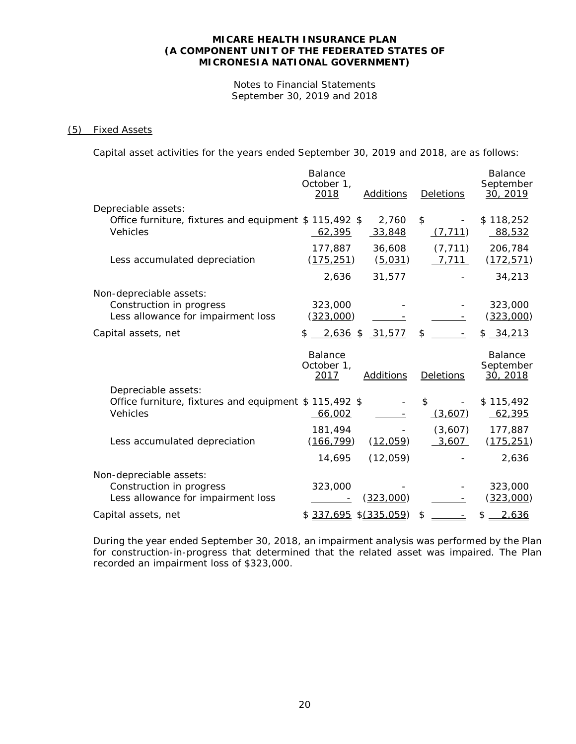# MICARE HEALTH INSURANCE PLAN
# (A COMPONENT UNIT OF THE FEDERATED STATES OF MICRONESIA NATIONAL GOVERNMENT)

Notes to Financial Statements
September 30, 2019 and 2018

## (5) Fixed Assets

Capital asset activities for the years ended September 30, 2019 and 2018, are as follows:

| | Balance October 1, 2018 | Additions | Deletions | Balance September 30, 2019 |
|---|---|---|---|---|
| Depreciable assets: | | | | |
| Office furniture, fixtures and equipment | $ 115,492 | $ 2,760 | $ - | $ 118,252 |
| Vehicles | 62,395 | 33,848 | (7,711) | 88,532 |
| | 177,887 | 36,608 | (7,711) | 206,784 |
| Less accumulated depreciation | (175,251) | (5,031) | 7,711 | (172,571) |
| | 2,636 | 31,577 | - | 34,213 |
| Non-depreciable assets: | | | | |
| Construction in progress | 323,000 | - | - | 323,000 |
| Less allowance for impairment loss | (323,000) | - | - | (323,000) |
| Capital assets, net | $ 2,636 | $ 31,577 | $ - | $ 34,213 |

| | Balance October 1, 2017 | Additions | Deletions | Balance September 30, 2018 |
|---|---|---|---|---|
| Depreciable assets: | | | | |
| Office furniture, fixtures and equipment | $ 115,492 | $ - | $ - | $ 115,492 |
| Vehicles | 66,002 | - | (3,607) | 62,395 |
| | 181,494 | - | (3,607) | 177,887 |
| Less accumulated depreciation | (166,799) | (12,059) | 3,607 | (175,251) |
| | 14,695 | (12,059) | - | 2,636 |
| Non-depreciable assets: | | | | |
| Construction in progress | 323,000 | - | - | 323,000 |
| Less allowance for impairment loss | - | (323,000) | - | (323,000) |
| Capital assets, net | $ 337,695 | $(335,059) | $ - | $ 2,636 |

During the year ended September 30, 2018, an impairment analysis was performed by the Plan for construction-in-progress that determined that the related asset was impaired. The Plan recorded an impairment loss of $323,000.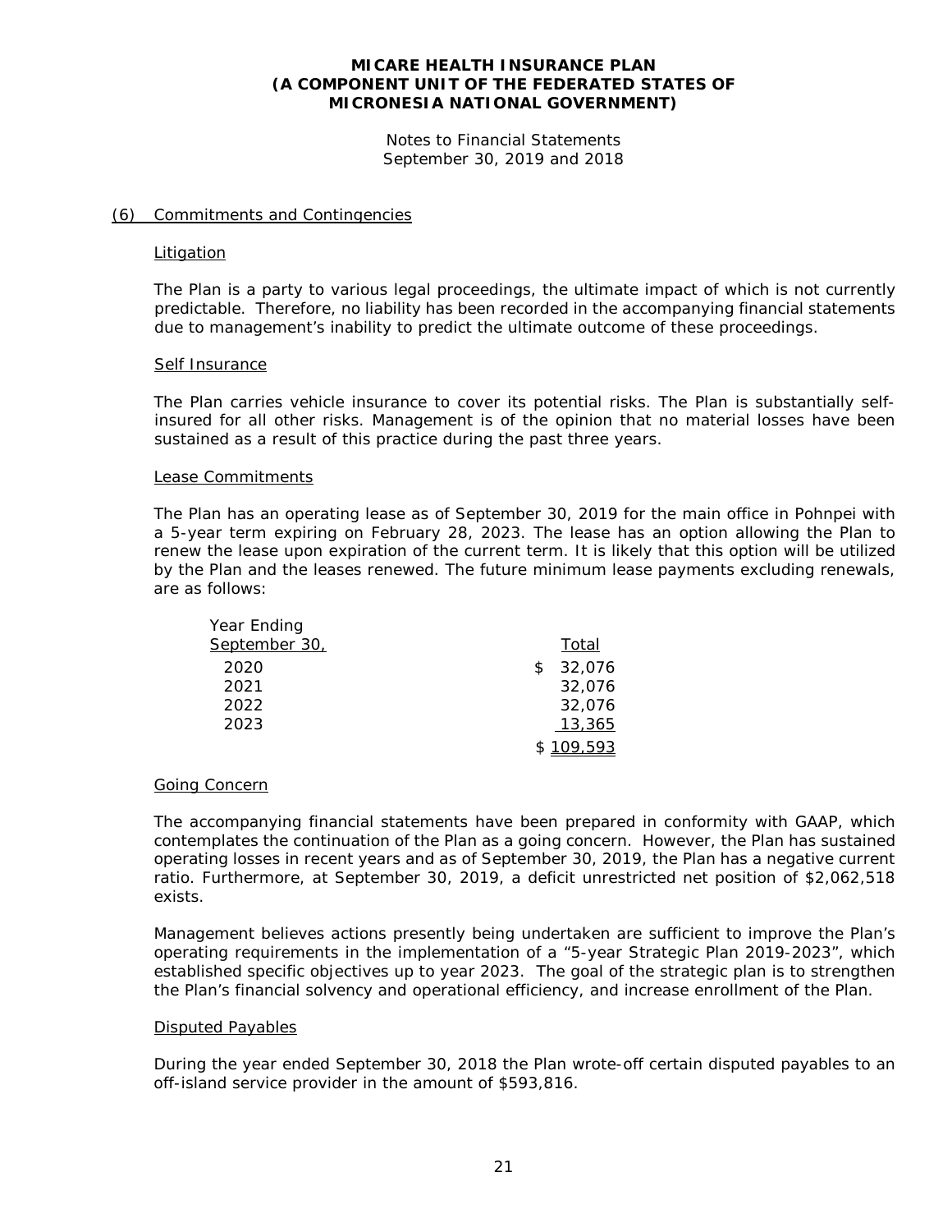# MICARE HEALTH INSURANCE PLAN
# (A COMPONENT UNIT OF THE FEDERATED STATES OF MICRONESIA NATIONAL GOVERNMENT)

Notes to Financial Statements
September 30, 2019 and 2018

## (6) Commitments and Contingencies

### Litigation

The Plan is a party to various legal proceedings, the ultimate impact of which is not currently predictable. Therefore, no liability has been recorded in the accompanying financial statements due to management's inability to predict the ultimate outcome of these proceedings.

### Self Insurance

The Plan carries vehicle insurance to cover its potential risks. The Plan is substantially self-insured for all other risks. Management is of the opinion that no material losses have been sustained as a result of this practice during the past three years.

### Lease Commitments

The Plan has an operating lease as of September 30, 2019 for the main office in Pohnpei with a 5-year term expiring on February 28, 2023. The lease has an option allowing the Plan to renew the lease upon expiration of the current term. It is likely that this option will be utilized by the Plan and the leases renewed. The future minimum lease payments excluding renewals, are as follows:

| Year Ending September 30, | Total |
|---|---|
| 2020 | $ 32,076 |
| 2021 | 32,076 |
| 2022 | 32,076 |
| 2023 | 13,365 |
| | $ 109,593 |

### Going Concern

The accompanying financial statements have been prepared in conformity with GAAP, which contemplates the continuation of the Plan as a going concern. However, the Plan has sustained operating losses in recent years and as of September 30, 2019, the Plan has a negative current ratio. Furthermore, at September 30, 2019, a deficit unrestricted net position of $2,062,518 exists.

Management believes actions presently being undertaken are sufficient to improve the Plan's operating requirements in the implementation of a "5-year Strategic Plan 2019-2023", which established specific objectives up to year 2023. The goal of the strategic plan is to strengthen the Plan's financial solvency and operational efficiency, and increase enrollment of the Plan.

### Disputed Payables

During the year ended September 30, 2018 the Plan wrote-off certain disputed payables to an off-island service provider in the amount of $593,816.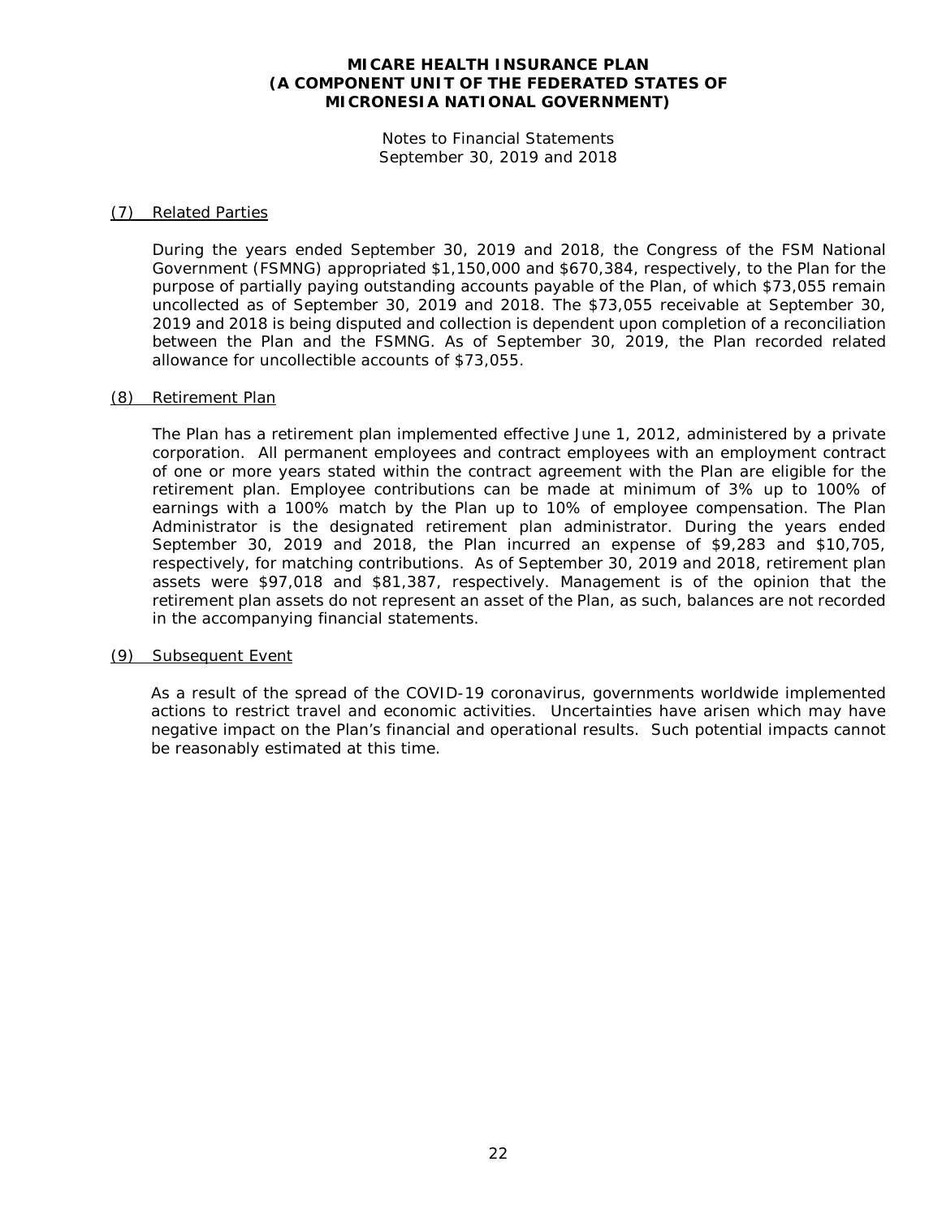**MICARE HEALTH INSURANCE PLAN**
**(A COMPONENT UNIT OF THE FEDERATED STATES OF MICRONESIA NATIONAL GOVERNMENT)**

Notes to Financial Statements
September 30, 2019 and 2018

## (7) Related Parties

During the years ended September 30, 2019 and 2018, the Congress of the FSM National Government (FSMNG) appropriated $1,150,000 and $670,384, respectively, to the Plan for the purpose of partially paying outstanding accounts payable of the Plan, of which $73,055 remain uncollected as of September 30, 2019 and 2018. The $73,055 receivable at September 30, 2019 and 2018 is being disputed and collection is dependent upon completion of a reconciliation between the Plan and the FSMNG. As of September 30, 2019, the Plan recorded related allowance for uncollectible accounts of $73,055.

## (8) Retirement Plan

The Plan has a retirement plan implemented effective June 1, 2012, administered by a private corporation. All permanent employees and contract employees with an employment contract of one or more years stated within the contract agreement with the Plan are eligible for the retirement plan. Employee contributions can be made at minimum of 3% up to 100% of earnings with a 100% match by the Plan up to 10% of employee compensation. The Plan Administrator is the designated retirement plan administrator. During the years ended September 30, 2019 and 2018, the Plan incurred an expense of $9,283 and $10,705, respectively, for matching contributions. As of September 30, 2019 and 2018, retirement plan assets were $97,018 and $81,387, respectively. Management is of the opinion that the retirement plan assets do not represent an asset of the Plan, as such, balances are not recorded in the accompanying financial statements.

## (9) Subsequent Event

As a result of the spread of the COVID-19 coronavirus, governments worldwide implemented actions to restrict travel and economic activities. Uncertainties have arisen which may have negative impact on the Plan's financial and operational results. Such potential impacts cannot be reasonably estimated at this time.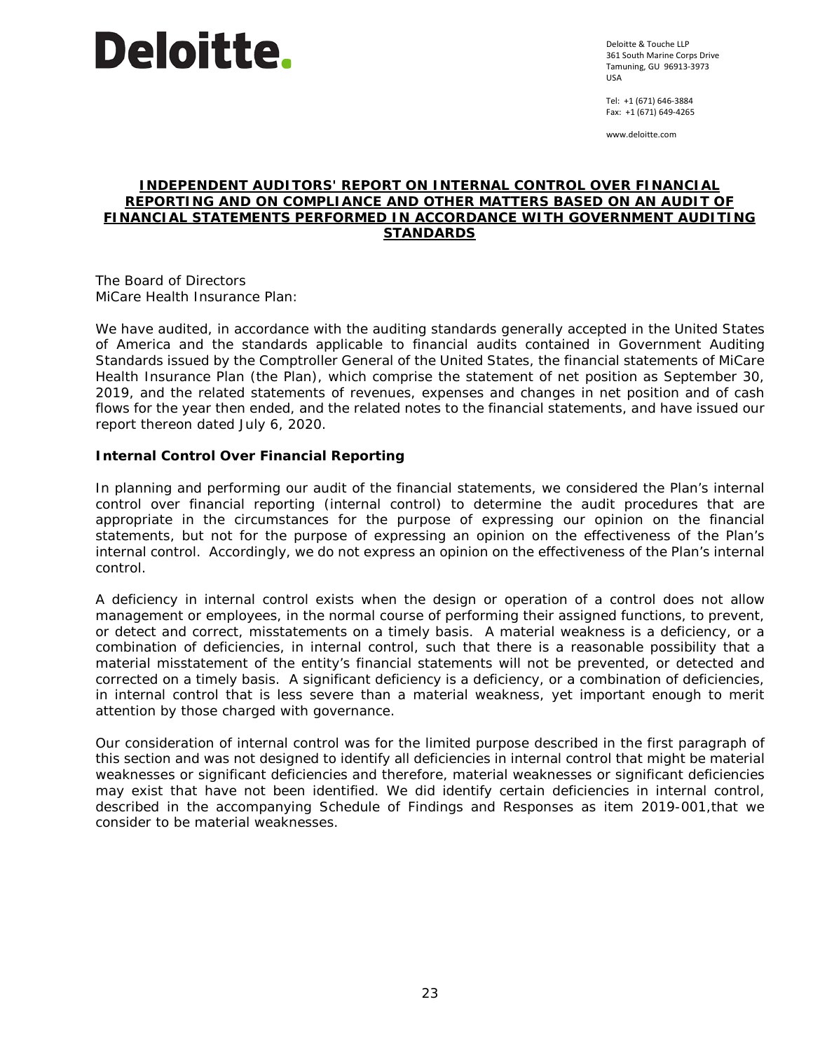**Deloitte.**

Deloitte & Touche LLP
361 South Marine Corps Drive
Tamuning, GU 96913-3973
USA

Tel: +1 (671) 646-3884
Fax: +1 (671) 649-4265

www.deloitte.com

## INDEPENDENT AUDITORS' REPORT ON INTERNAL CONTROL OVER FINANCIAL REPORTING AND ON COMPLIANCE AND OTHER MATTERS BASED ON AN AUDIT OF FINANCIAL STATEMENTS PERFORMED IN ACCORDANCE WITH GOVERNMENT AUDITING STANDARDS

The Board of Directors
MiCare Health Insurance Plan:

We have audited, in accordance with the auditing standards generally accepted in the United States of America and the standards applicable to financial audits contained in Government Auditing Standards issued by the Comptroller General of the United States, the financial statements of MiCare Health Insurance Plan (the Plan), which comprise the statement of net position as September 30, 2019, and the related statements of revenues, expenses and changes in net position and of cash flows for the year then ended, and the related notes to the financial statements, and have issued our report thereon dated July 6, 2020.

### Internal Control Over Financial Reporting

In planning and performing our audit of the financial statements, we considered the Plan's internal control over financial reporting (internal control) to determine the audit procedures that are appropriate in the circumstances for the purpose of expressing our opinion on the financial statements, but not for the purpose of expressing an opinion on the effectiveness of the Plan's internal control. Accordingly, we do not express an opinion on the effectiveness of the Plan's internal control.

A deficiency in internal control exists when the design or operation of a control does not allow management or employees, in the normal course of performing their assigned functions, to prevent, or detect and correct, misstatements on a timely basis. A material weakness is a deficiency, or a combination of deficiencies, in internal control, such that there is a reasonable possibility that a material misstatement of the entity's financial statements will not be prevented, or detected and corrected on a timely basis. A significant deficiency is a deficiency, or a combination of deficiencies, in internal control that is less severe than a material weakness, yet important enough to merit attention by those charged with governance.

Our consideration of internal control was for the limited purpose described in the first paragraph of this section and was not designed to identify all deficiencies in internal control that might be material weaknesses or significant deficiencies and therefore, material weaknesses or significant deficiencies may exist that have not been identified. We did identify certain deficiencies in internal control, described in the accompanying Schedule of Findings and Responses as item 2019-001,that we consider to be material weaknesses.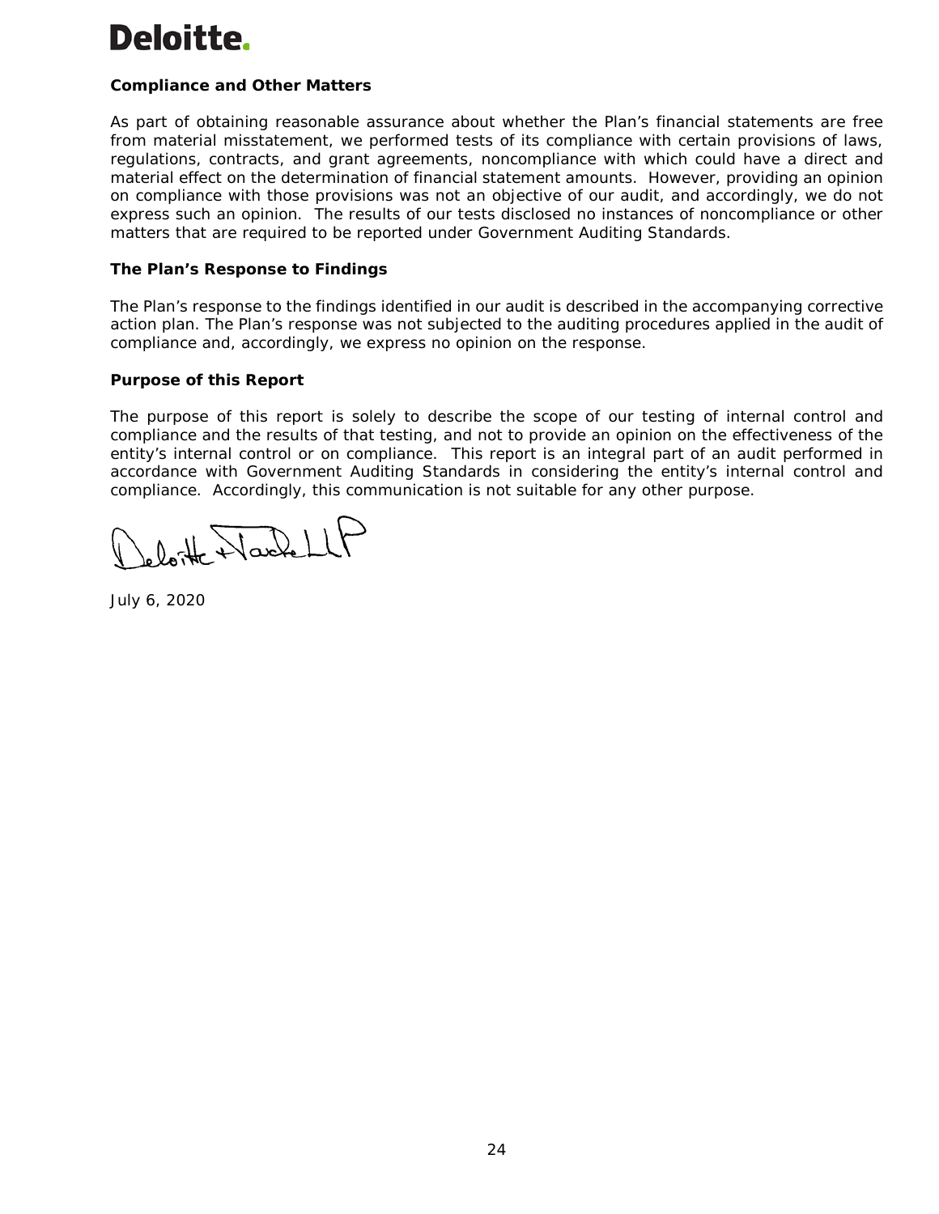**Deloitte.**

**Compliance and Other Matters**

As part of obtaining reasonable assurance about whether the Plan's financial statements are free from material misstatement, we performed tests of its compliance with certain provisions of laws, regulations, contracts, and grant agreements, noncompliance with which could have a direct and material effect on the determination of financial statement amounts. However, providing an opinion on compliance with those provisions was not an objective of our audit, and accordingly, we do not express such an opinion. The results of our tests disclosed no instances of noncompliance or other matters that are required to be reported under Government Auditing Standards.

**The Plan's Response to Findings**

The Plan's response to the findings identified in our audit is described in the accompanying corrective action plan. The Plan's response was not subjected to the auditing procedures applied in the audit of compliance and, accordingly, we express no opinion on the response.

**Purpose of this Report**

The purpose of this report is solely to describe the scope of our testing of internal control and compliance and the results of that testing, and not to provide an opinion on the effectiveness of the entity's internal control or on compliance. This report is an integral part of an audit performed in accordance with Government Auditing Standards in considering the entity's internal control and compliance. Accordingly, this communication is not suitable for any other purpose.

Deloitte & Touche LLP

July 6, 2020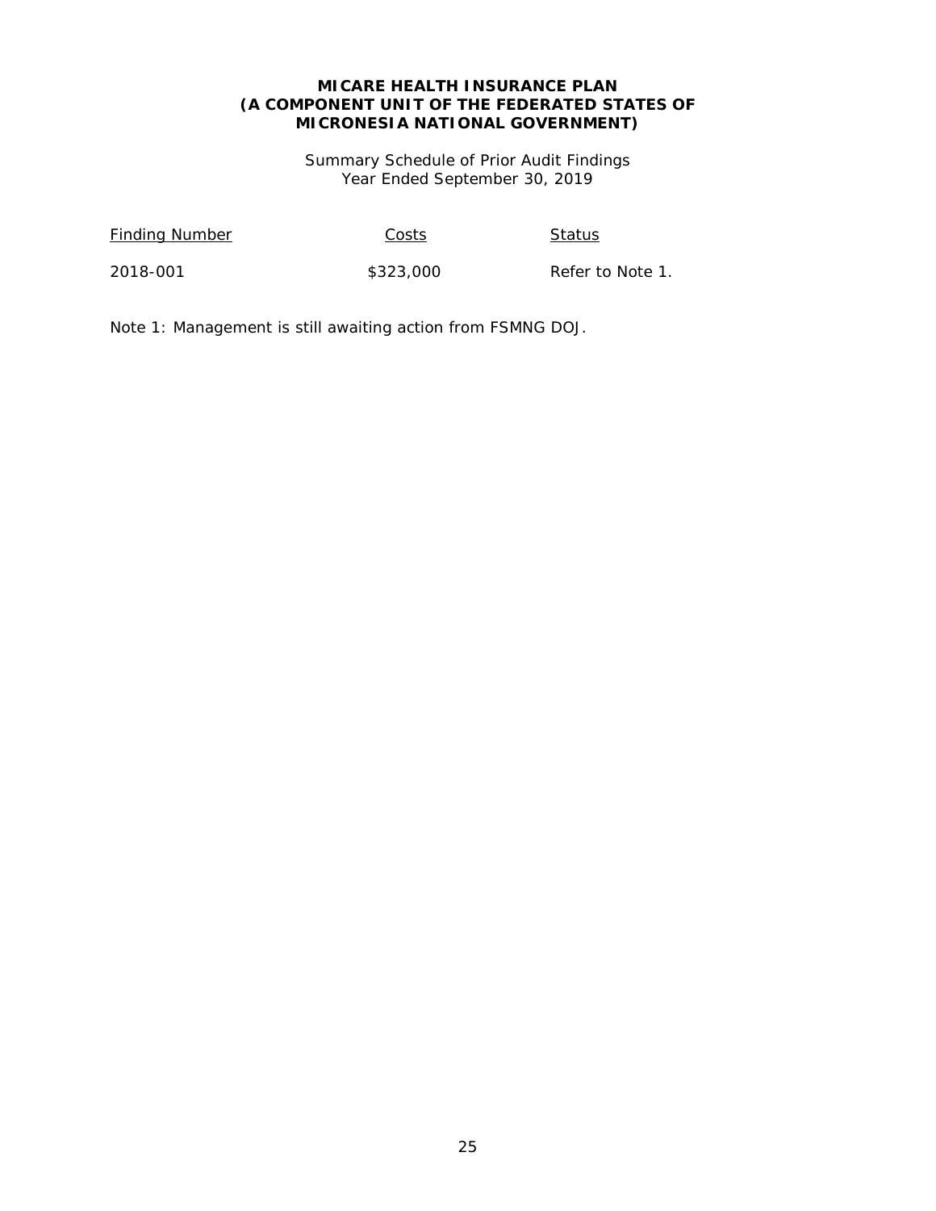**MICARE HEALTH INSURANCE PLAN**
**(A COMPONENT UNIT OF THE FEDERATED STATES OF MICRONESIA NATIONAL GOVERNMENT)**

Summary Schedule of Prior Audit Findings
Year Ended September 30, 2019

| Finding Number | Costs | Status |
|---|---|---|
| 2018-001 | $323,000 | Refer to Note 1. |

Note 1: Management is still awaiting action from FSMNG DOJ.